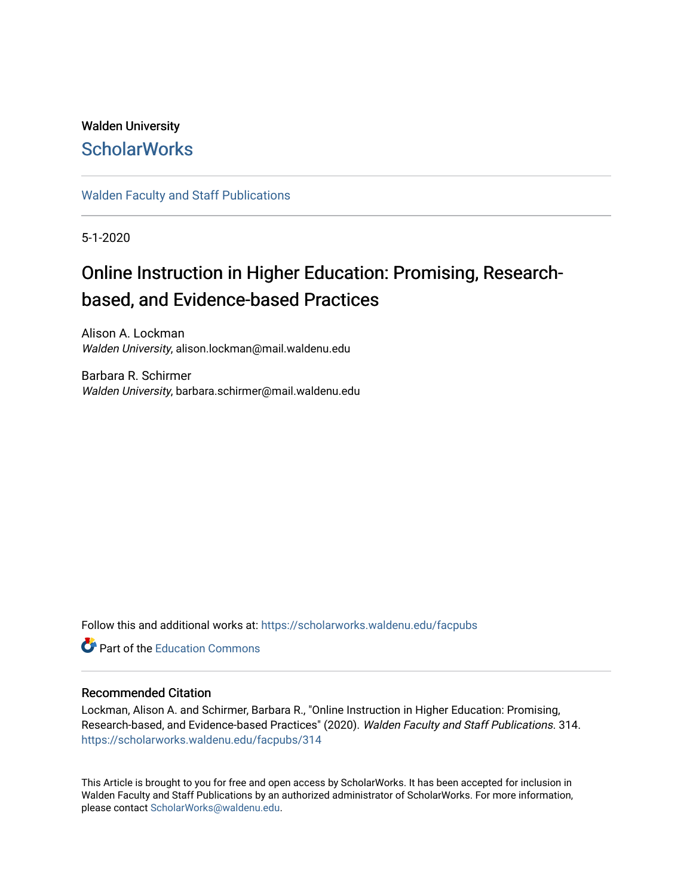Walden University

ScholarWorks

Walden Faculty and Staff Publications

5-1-2020

# Online Instruction in Higher Education: Promising, Research-based, and Evidence-based Practices

Alison A. Lockman
*Walden University*, alison.lockman@mail.waldenu.edu

Barbara R. Schirmer
*Walden University*, barbara.schirmer@mail.waldenu.edu

Follow this and additional works at: https://scholarworks.waldenu.edu/facpubs

Part of the Education Commons

## Recommended Citation

Lockman, Alison A. and Schirmer, Barbara R., "Online Instruction in Higher Education: Promising, Research-based, and Evidence-based Practices" (2020). *Walden Faculty and Staff Publications*. 314.
https://scholarworks.waldenu.edu/facpubs/314

This Article is brought to you for free and open access by ScholarWorks. It has been accepted for inclusion in Walden Faculty and Staff Publications by an authorized administrator of ScholarWorks. For more information, please contact ScholarWorks@waldenu.edu.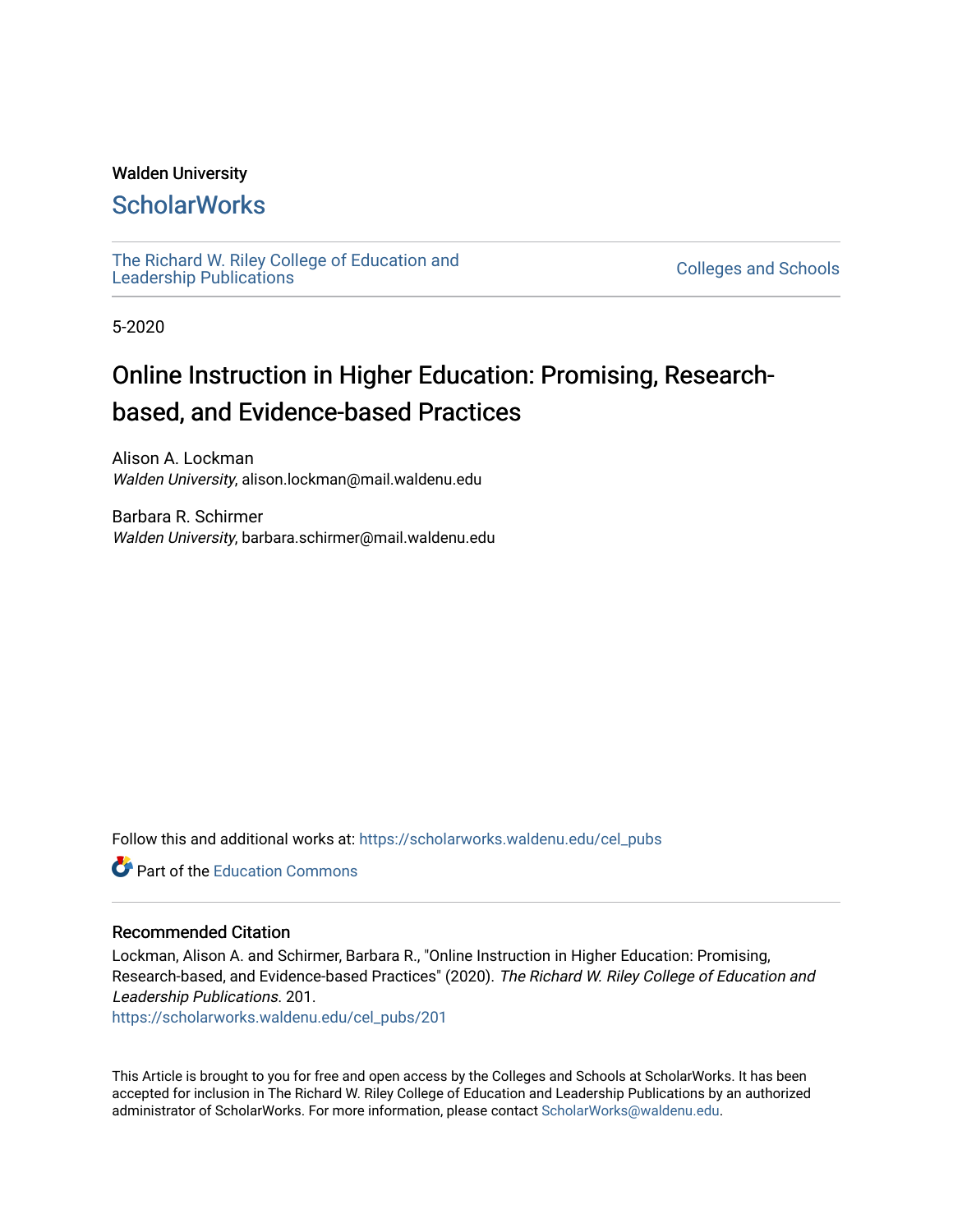Walden University

# ScholarWorks

The Richard W. Riley College of Education and Leadership Publications

Colleges and Schools

5-2020

## Online Instruction in Higher Education: Promising, Research-based, and Evidence-based Practices

Alison A. Lockman
*Walden University*, alison.lockman@mail.waldenu.edu

Barbara R. Schirmer
*Walden University*, barbara.schirmer@mail.waldenu.edu

Follow this and additional works at: https://scholarworks.waldenu.edu/cel_pubs

Part of the Education Commons

### Recommended Citation

Lockman, Alison A. and Schirmer, Barbara R., "Online Instruction in Higher Education: Promising, Research-based, and Evidence-based Practices" (2020). *The Richard W. Riley College of Education and Leadership Publications*. 201.
https://scholarworks.waldenu.edu/cel_pubs/201

This Article is brought to you for free and open access by the Colleges and Schools at ScholarWorks. It has been accepted for inclusion in The Richard W. Riley College of Education and Leadership Publications by an authorized administrator of ScholarWorks. For more information, please contact ScholarWorks@waldenu.edu.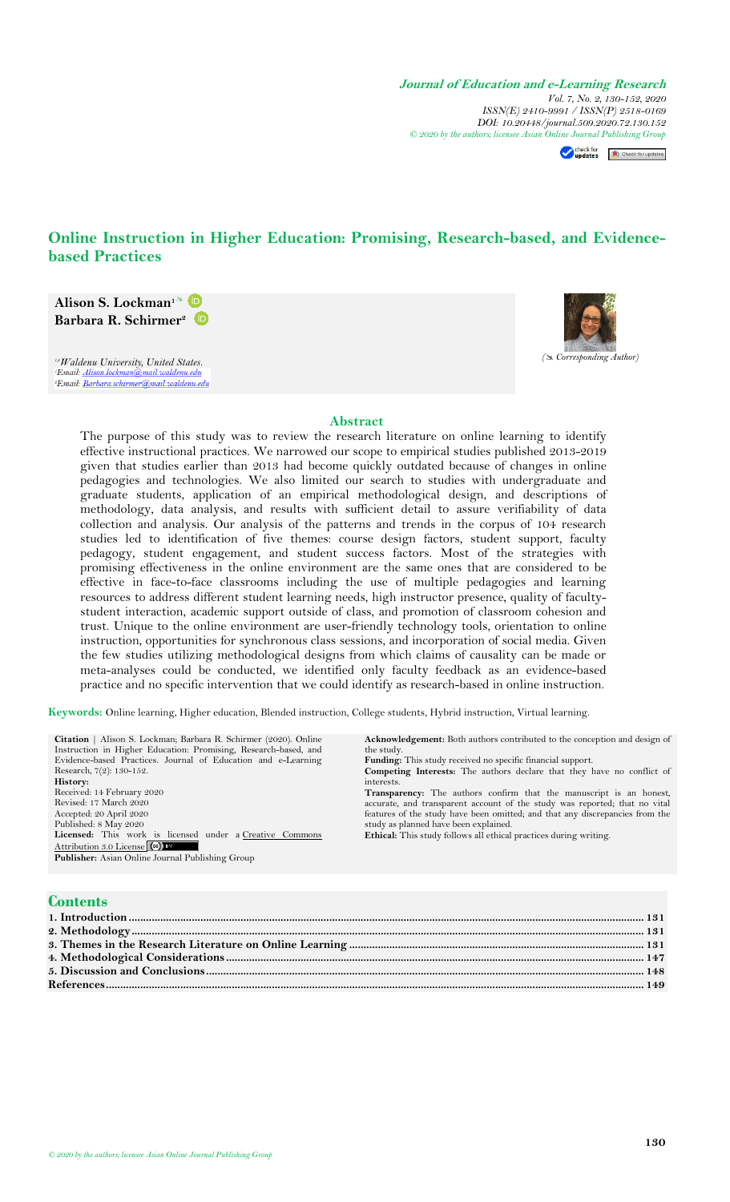# Online Instruction in Higher Education: Promising, Research-based, and Evidence-based Practices

**Alison S. Lockman**[1]
**Barbara R. Schirmer**[2]

[1,2]Waldenu University, United States.
[1]Email: Alison.lockman@mail.waldenu.edu
[2]Email: Barbara.schirmer@mail.waldenu.edu

(Corresponding Author)

## Abstract

The purpose of this study was to review the research literature on online learning to identify effective instructional practices. We narrowed our scope to empirical studies published 2013-2019 given that studies earlier than 2013 had become quickly outdated because of changes in online pedagogies and technologies. We also limited our search to studies with undergraduate and graduate students, application of an empirical methodological design, and descriptions of methodology, data analysis, and results with sufficient detail to assure verifiability of data collection and analysis. Our analysis of the patterns and trends in the corpus of 104 research studies led to identification of five themes: course design factors, student support, faculty pedagogy, student engagement, and student success factors. Most of the strategies with promising effectiveness in the online environment are the same ones that are considered to be effective in face-to-face classrooms including the use of multiple pedagogies and learning resources to address different student learning needs, high instructor presence, quality of faculty-student interaction, academic support outside of class, and promotion of classroom cohesion and trust. Unique to the online environment are user-friendly technology tools, orientation to online instruction, opportunities for synchronous class sessions, and incorporation of social media. Given the few studies utilizing methodological designs from which claims of causality can be made or meta-analyses could be conducted, we identified only faculty feedback as an evidence-based practice and no specific intervention that we could identify as research-based in online instruction.

**Keywords:** Online learning, Higher education, Blended instruction, College students, Hybrid instruction, Virtual learning.

**Citation** | Alison S. Lockman; Barbara R. Schirmer (2020). Online Instruction in Higher Education: Promising, Research-based, and Evidence-based Practices. Journal of Education and e-Learning Research, 7(2): 130-152.

**History:**
Received: 14 February 2020
Revised: 17 March 2020
Accepted: 20 April 2020
Published: 8 May 2020

**Licensed:** This work is licensed under a Creative Commons Attribution 3.0 License

**Publisher:** Asian Online Journal Publishing Group

**Acknowledgement:** Both authors contributed to the conception and design of the study.

**Funding:** This study received no specific financial support.

**Competing Interests:** The authors declare that they have no conflict of interests.

**Transparency:** The authors confirm that the manuscript is an honest, accurate, and transparent account of the study was reported; that no vital features of the study have been omitted; and that any discrepancies from the study as planned have been explained.

**Ethical:** This study follows all ethical practices during writing.

## Contents

1. Introduction ........ 131
2. Methodology ........ 131
3. Themes in the Research Literature on Online Learning ........ 131
4. Methodological Considerations ........ 147
5. Discussion and Conclusions ........ 148

References ........ 149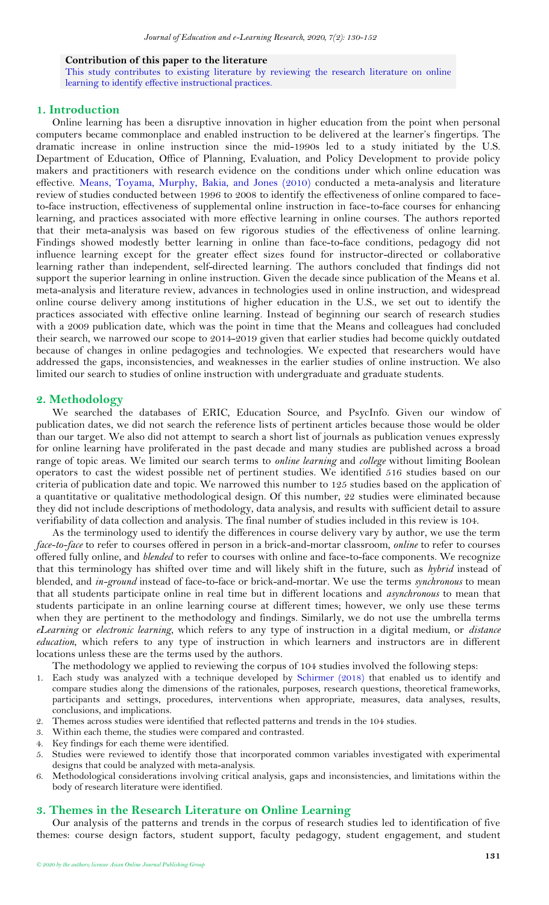**Contribution of this paper to the literature**

This study contributes to existing literature by reviewing the research literature on online learning to identify effective instructional practices.

## 1. Introduction

Online learning has been a disruptive innovation in higher education from the point when personal computers became commonplace and enabled instruction to be delivered at the learner's fingertips. The dramatic increase in online instruction since the mid-1990s led to a study initiated by the U.S. Department of Education, Office of Planning, Evaluation, and Policy Development to provide policy makers and practitioners with research evidence on the conditions under which online education was effective. Means, Toyama, Murphy, Bakia, and Jones (2010) conducted a meta-analysis and literature review of studies conducted between 1996 to 2008 to identify the effectiveness of online compared to face-to-face instruction, effectiveness of supplemental online instruction in face-to-face courses for enhancing learning, and practices associated with more effective learning in online courses. The authors reported that their meta-analysis was based on few rigorous studies of the effectiveness of online learning. Findings showed modestly better learning in online than face-to-face conditions, pedagogy did not influence learning except for the greater effect sizes found for instructor-directed or collaborative learning rather than independent, self-directed learning. The authors concluded that findings did not support the superior learning in online instruction. Given the decade since publication of the Means et al. meta-analysis and literature review, advances in technologies used in online instruction, and widespread online course delivery among institutions of higher education in the U.S., we set out to identify the practices associated with effective online learning. Instead of beginning our search of research studies with a 2009 publication date, which was the point in time that the Means and colleagues had concluded their search, we narrowed our scope to 2014-2019 given that earlier studies had become quickly outdated because of changes in online pedagogies and technologies. We expected that researchers would have addressed the gaps, inconsistencies, and weaknesses in the earlier studies of online instruction. We also limited our search to studies of online instruction with undergraduate and graduate students.

## 2. Methodology

We searched the databases of ERIC, Education Source, and PsycInfo. Given our window of publication dates, we did not search the reference lists of pertinent articles because those would be older than our target. We also did not attempt to search a short list of journals as publication venues expressly for online learning have proliferated in the past decade and many studies are published across a broad range of topic areas. We limited our search terms to *online learning* and *college* without limiting Boolean operators to cast the widest possible net of pertinent studies. We identified 516 studies based on our criteria of publication date and topic. We narrowed this number to 125 studies based on the application of a quantitative or qualitative methodological design. Of this number, 22 studies were eliminated because they did not include descriptions of methodology, data analysis, and results with sufficient detail to assure verifiability of data collection and analysis. The final number of studies included in this review is 104.

As the terminology used to identify the differences in course delivery vary by author, we use the term *face-to-face* to refer to courses offered in person in a brick-and-mortar classroom, *online* to refer to courses offered fully online, and *blended* to refer to courses with online and face-to-face components. We recognize that this terminology has shifted over time and will likely shift in the future, such as *hybrid* instead of blended, and *in-ground* instead of face-to-face or brick-and-mortar. We use the terms *synchronous* to mean that all students participate online in real time but in different locations and *asynchronous* to mean that students participate in an online learning course at different times; however, we only use these terms when they are pertinent to the methodology and findings. Similarly, we do not use the umbrella terms *eLearning* or *electronic learning*, which refers to any type of instruction in a digital medium, or *distance education*, which refers to any type of instruction in which learners and instructors are in different locations unless these are the terms used by the authors.

The methodology we applied to reviewing the corpus of 104 studies involved the following steps:

1. Each study was analyzed with a technique developed by Schirmer (2018) that enabled us to identify and compare studies along the dimensions of the rationales, purposes, research questions, theoretical frameworks, participants and settings, procedures, interventions when appropriate, measures, data analyses, results, conclusions, and implications.
2. Themes across studies were identified that reflected patterns and trends in the 104 studies.
3. Within each theme, the studies were compared and contrasted.
4. Key findings for each theme were identified.
5. Studies were reviewed to identify those that incorporated common variables investigated with experimental designs that could be analyzed with meta-analysis.
6. Methodological considerations involving critical analysis, gaps and inconsistencies, and limitations within the body of research literature were identified.

## 3. Themes in the Research Literature on Online Learning

Our analysis of the patterns and trends in the corpus of research studies led to identification of five themes: course design factors, student support, faculty pedagogy, student engagement, and student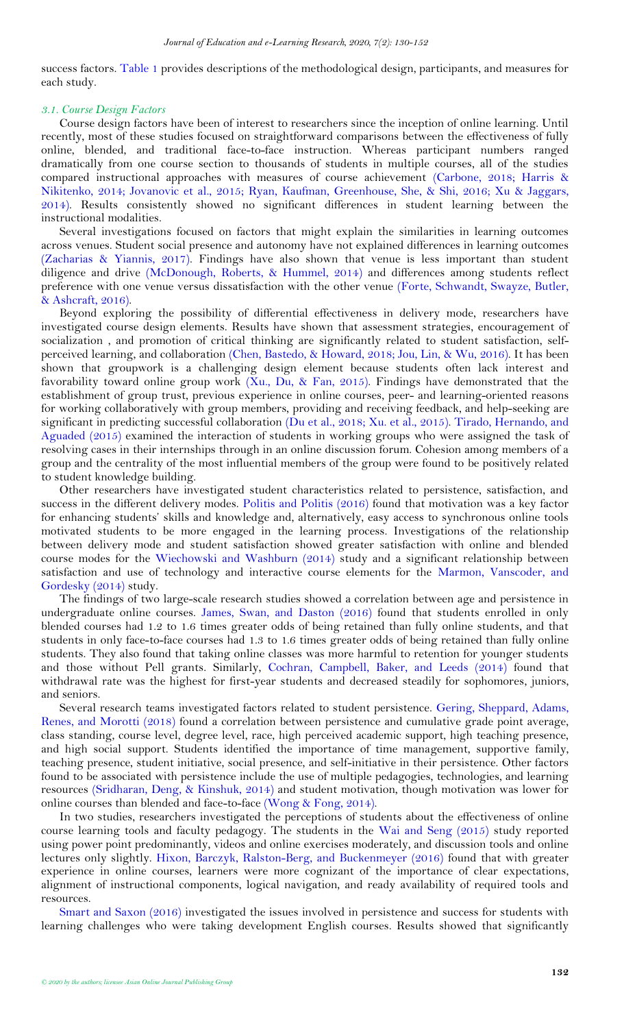success factors. Table 1 provides descriptions of the methodological design, participants, and measures for each study.

### *3.1. Course Design Factors*

Course design factors have been of interest to researchers since the inception of online learning. Until recently, most of these studies focused on straightforward comparisons between the effectiveness of fully online, blended, and traditional face-to-face instruction. Whereas participant numbers ranged dramatically from one course section to thousands of students in multiple courses, all of the studies compared instructional approaches with measures of course achievement (Carbone, 2018; Harris & Nikitenko, 2014; Jovanovic et al., 2015; Ryan, Kaufman, Greenhouse, She, & Shi, 2016; Xu & Jaggars, 2014). Results consistently showed no significant differences in student learning between the instructional modalities.

Several investigations focused on factors that might explain the similarities in learning outcomes across venues. Student social presence and autonomy have not explained differences in learning outcomes (Zacharias & Yiannis, 2017). Findings have also shown that venue is less important than student diligence and drive (McDonough, Roberts, & Hummel, 2014) and differences among students reflect preference with one venue versus dissatisfaction with the other venue (Forte, Schwandt, Swayze, Butler, & Ashcraft, 2016).

Beyond exploring the possibility of differential effectiveness in delivery mode, researchers have investigated course design elements. Results have shown that assessment strategies, encouragement of socialization , and promotion of critical thinking are significantly related to student satisfaction, self-perceived learning, and collaboration (Chen, Bastedo, & Howard, 2018; Jou, Lin, & Wu, 2016). It has been shown that groupwork is a challenging design element because students often lack interest and favorability toward online group work (Xu., Du, & Fan, 2015). Findings have demonstrated that the establishment of group trust, previous experience in online courses, peer- and learning-oriented reasons for working collaboratively with group members, providing and receiving feedback, and help-seeking are significant in predicting successful collaboration (Du et al., 2018; Xu. et al., 2015). Tirado, Hernando, and Aguaded (2015) examined the interaction of students in working groups who were assigned the task of resolving cases in their internships through in an online discussion forum. Cohesion among members of a group and the centrality of the most influential members of the group were found to be positively related to student knowledge building.

Other researchers have investigated student characteristics related to persistence, satisfaction, and success in the different delivery modes. Politis and Politis (2016) found that motivation was a key factor for enhancing students' skills and knowledge and, alternatively, easy access to synchronous online tools motivated students to be more engaged in the learning process. Investigations of the relationship between delivery mode and student satisfaction showed greater satisfaction with online and blended course modes for the Wiechowski and Washburn (2014) study and a significant relationship between satisfaction and use of technology and interactive course elements for the Marmon, Vanscoder, and Gordesky (2014) study.

The findings of two large-scale research studies showed a correlation between age and persistence in undergraduate online courses. James, Swan, and Daston (2016) found that students enrolled in only blended courses had 1.2 to 1.6 times greater odds of being retained than fully online students, and that students in only face-to-face courses had 1.3 to 1.6 times greater odds of being retained than fully online students. They also found that taking online classes was more harmful to retention for younger students and those without Pell grants. Similarly, Cochran, Campbell, Baker, and Leeds (2014) found that withdrawal rate was the highest for first-year students and decreased steadily for sophomores, juniors, and seniors.

Several research teams investigated factors related to student persistence. Gering, Sheppard, Adams, Renes, and Morotti (2018) found a correlation between persistence and cumulative grade point average, class standing, course level, degree level, race, high perceived academic support, high teaching presence, and high social support. Students identified the importance of time management, supportive family, teaching presence, student initiative, social presence, and self-initiative in their persistence. Other factors found to be associated with persistence include the use of multiple pedagogies, technologies, and learning resources (Sridharan, Deng, & Kinshuk, 2014) and student motivation, though motivation was lower for online courses than blended and face-to-face (Wong & Fong, 2014).

In two studies, researchers investigated the perceptions of students about the effectiveness of online course learning tools and faculty pedagogy. The students in the Wai and Seng (2015) study reported using power point predominantly, videos and online exercises moderately, and discussion tools and online lectures only slightly. Hixon, Barczyk, Ralston-Berg, and Buckenmeyer (2016) found that with greater experience in online courses, learners were more cognizant of the importance of clear expectations, alignment of instructional components, logical navigation, and ready availability of required tools and resources.

Smart and Saxon (2016) investigated the issues involved in persistence and success for students with learning challenges who were taking development English courses. Results showed that significantly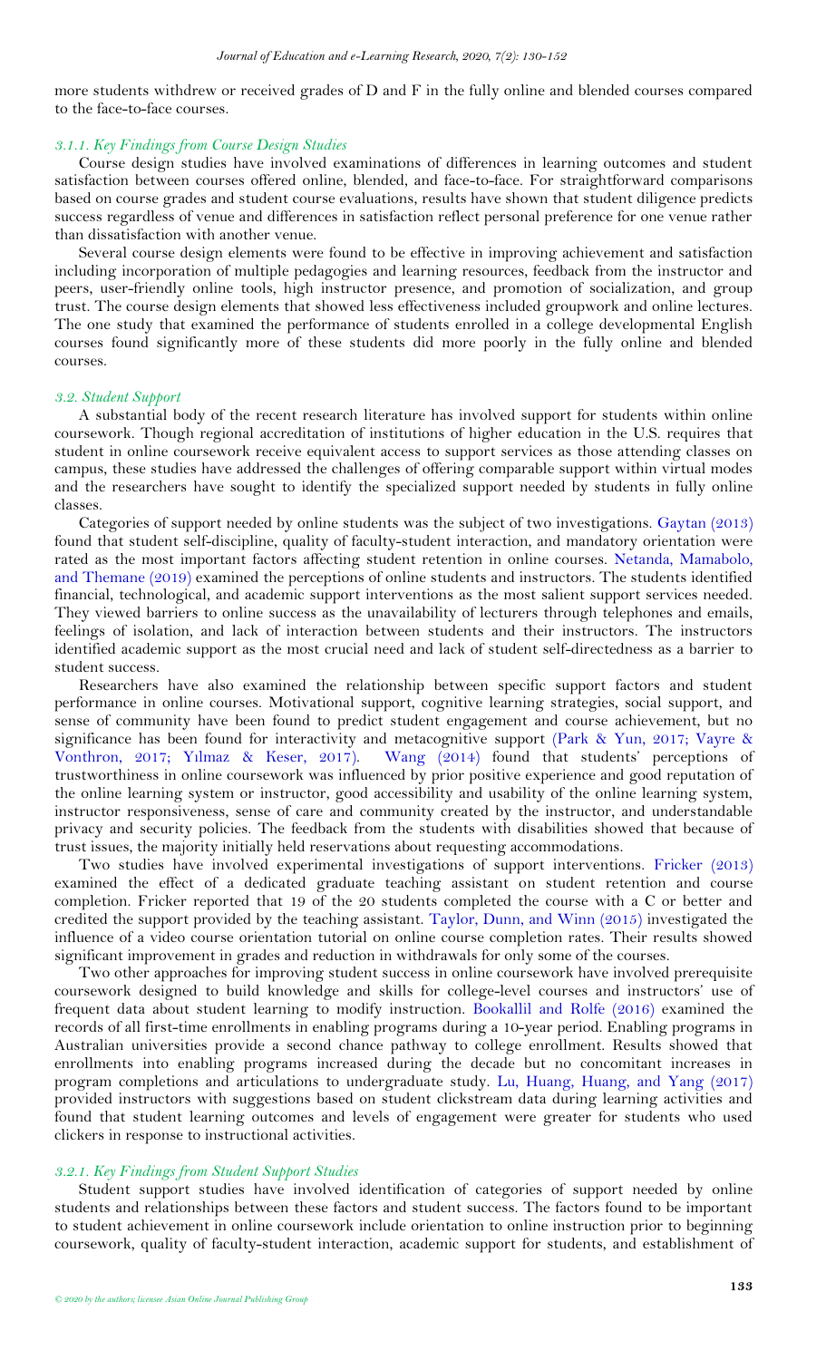more students withdrew or received grades of D and F in the fully online and blended courses compared to the face-to-face courses.

#### *3.1.1. Key Findings from Course Design Studies*

Course design studies have involved examinations of differences in learning outcomes and student satisfaction between courses offered online, blended, and face-to-face. For straightforward comparisons based on course grades and student course evaluations, results have shown that student diligence predicts success regardless of venue and differences in satisfaction reflect personal preference for one venue rather than dissatisfaction with another venue.

Several course design elements were found to be effective in improving achievement and satisfaction including incorporation of multiple pedagogies and learning resources, feedback from the instructor and peers, user-friendly online tools, high instructor presence, and promotion of socialization, and group trust. The course design elements that showed less effectiveness included groupwork and online lectures. The one study that examined the performance of students enrolled in a college developmental English courses found significantly more of these students did more poorly in the fully online and blended courses.

### *3.2. Student Support*

A substantial body of the recent research literature has involved support for students within online coursework. Though regional accreditation of institutions of higher education in the U.S. requires that student in online coursework receive equivalent access to support services as those attending classes on campus, these studies have addressed the challenges of offering comparable support within virtual modes and the researchers have sought to identify the specialized support needed by students in fully online classes.

Categories of support needed by online students was the subject of two investigations. Gaytan (2013) found that student self-discipline, quality of faculty-student interaction, and mandatory orientation were rated as the most important factors affecting student retention in online courses. Netanda, Mamabolo, and Themane (2019) examined the perceptions of online students and instructors. The students identified financial, technological, and academic support interventions as the most salient support services needed. They viewed barriers to online success as the unavailability of lecturers through telephones and emails, feelings of isolation, and lack of interaction between students and their instructors. The instructors identified academic support as the most crucial need and lack of student self-directedness as a barrier to student success.

Researchers have also examined the relationship between specific support factors and student performance in online courses. Motivational support, cognitive learning strategies, social support, and sense of community have been found to predict student engagement and course achievement, but no significance has been found for interactivity and metacognitive support (Park & Yun, 2017; Vayre & Vonthron, 2017; Yılmaz & Keser, 2017). Wang (2014) found that students' perceptions of trustworthiness in online coursework was influenced by prior positive experience and good reputation of the online learning system or instructor, good accessibility and usability of the online learning system, instructor responsiveness, sense of care and community created by the instructor, and understandable privacy and security policies. The feedback from the students with disabilities showed that because of trust issues, the majority initially held reservations about requesting accommodations.

Two studies have involved experimental investigations of support interventions. Fricker (2013) examined the effect of a dedicated graduate teaching assistant on student retention and course completion. Fricker reported that 19 of the 20 students completed the course with a C or better and credited the support provided by the teaching assistant. Taylor, Dunn, and Winn (2015) investigated the influence of a video course orientation tutorial on online course completion rates. Their results showed significant improvement in grades and reduction in withdrawals for only some of the courses.

Two other approaches for improving student success in online coursework have involved prerequisite coursework designed to build knowledge and skills for college-level courses and instructors' use of frequent data about student learning to modify instruction. Bookallil and Rolfe (2016) examined the records of all first-time enrollments in enabling programs during a 10-year period. Enabling programs in Australian universities provide a second chance pathway to college enrollment. Results showed that enrollments into enabling programs increased during the decade but no concomitant increases in program completions and articulations to undergraduate study. Lu, Huang, Huang, and Yang (2017) provided instructors with suggestions based on student clickstream data during learning activities and found that student learning outcomes and levels of engagement were greater for students who used clickers in response to instructional activities.

#### *3.2.1. Key Findings from Student Support Studies*

Student support studies have involved identification of categories of support needed by online students and relationships between these factors and student success. The factors found to be important to student achievement in online coursework include orientation to online instruction prior to beginning coursework, quality of faculty-student interaction, academic support for students, and establishment of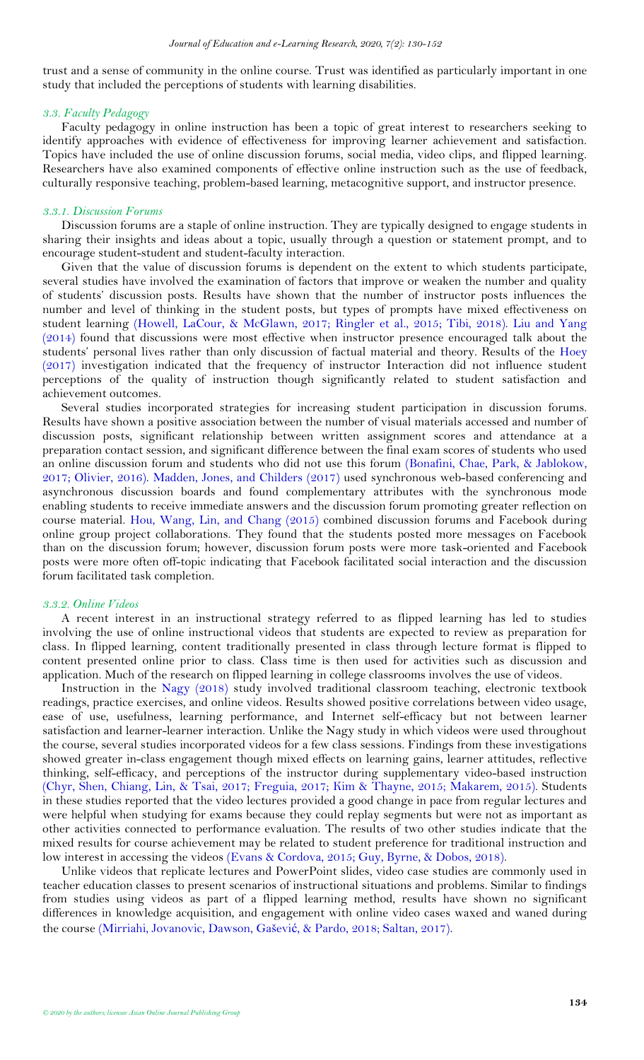trust and a sense of community in the online course. Trust was identified as particularly important in one study that included the perceptions of students with learning disabilities.

### *3.3. Faculty Pedagogy*

Faculty pedagogy in online instruction has been a topic of great interest to researchers seeking to identify approaches with evidence of effectiveness for improving learner achievement and satisfaction. Topics have included the use of online discussion forums, social media, video clips, and flipped learning. Researchers have also examined components of effective online instruction such as the use of feedback, culturally responsive teaching, problem-based learning, metacognitive support, and instructor presence.

#### *3.3.1. Discussion Forums*

Discussion forums are a staple of online instruction. They are typically designed to engage students in sharing their insights and ideas about a topic, usually through a question or statement prompt, and to encourage student-student and student-faculty interaction.

Given that the value of discussion forums is dependent on the extent to which students participate, several studies have involved the examination of factors that improve or weaken the number and quality of students' discussion posts. Results have shown that the number of instructor posts influences the number and level of thinking in the student posts, but types of prompts have mixed effectiveness on student learning (Howell, LaCour, & McGlawn, 2017; Ringler et al., 2015; Tibi, 2018). Liu and Yang (2014) found that discussions were most effective when instructor presence encouraged talk about the students' personal lives rather than only discussion of factual material and theory. Results of the Hoey (2017) investigation indicated that the frequency of instructor Interaction did not influence student perceptions of the quality of instruction though significantly related to student satisfaction and achievement outcomes.

Several studies incorporated strategies for increasing student participation in discussion forums. Results have shown a positive association between the number of visual materials accessed and number of discussion posts, significant relationship between written assignment scores and attendance at a preparation contact session, and significant difference between the final exam scores of students who used an online discussion forum and students who did not use this forum (Bonafini, Chae, Park, & Jablokow, 2017; Olivier, 2016). Madden, Jones, and Childers (2017) used synchronous web-based conferencing and asynchronous discussion boards and found complementary attributes with the synchronous mode enabling students to receive immediate answers and the discussion forum promoting greater reflection on course material. Hou, Wang, Lin, and Chang (2015) combined discussion forums and Facebook during online group project collaborations. They found that the students posted more messages on Facebook than on the discussion forum; however, discussion forum posts were more task-oriented and Facebook posts were more often off-topic indicating that Facebook facilitated social interaction and the discussion forum facilitated task completion.

#### *3.3.2. Online Videos*

A recent interest in an instructional strategy referred to as flipped learning has led to studies involving the use of online instructional videos that students are expected to review as preparation for class. In flipped learning, content traditionally presented in class through lecture format is flipped to content presented online prior to class. Class time is then used for activities such as discussion and application. Much of the research on flipped learning in college classrooms involves the use of videos.

Instruction in the Nagy (2018) study involved traditional classroom teaching, electronic textbook readings, practice exercises, and online videos. Results showed positive correlations between video usage, ease of use, usefulness, learning performance, and Internet self-efficacy but not between learner satisfaction and learner-learner interaction. Unlike the Nagy study in which videos were used throughout the course, several studies incorporated videos for a few class sessions. Findings from these investigations showed greater in-class engagement though mixed effects on learning gains, learner attitudes, reflective thinking, self-efficacy, and perceptions of the instructor during supplementary video-based instruction (Chyr, Shen, Chiang, Lin, & Tsai, 2017; Freguia, 2017; Kim & Thayne, 2015; Makarem, 2015). Students in these studies reported that the video lectures provided a good change in pace from regular lectures and were helpful when studying for exams because they could replay segments but were not as important as other activities connected to performance evaluation. The results of two other studies indicate that the mixed results for course achievement may be related to student preference for traditional instruction and low interest in accessing the videos (Evans & Cordova, 2015; Guy, Byrne, & Dobos, 2018).

Unlike videos that replicate lectures and PowerPoint slides, video case studies are commonly used in teacher education classes to present scenarios of instructional situations and problems. Similar to findings from studies using videos as part of a flipped learning method, results have shown no significant differences in knowledge acquisition, and engagement with online video cases waxed and waned during the course (Mirriahi, Jovanovic, Dawson, Gašević, & Pardo, 2018; Saltan, 2017).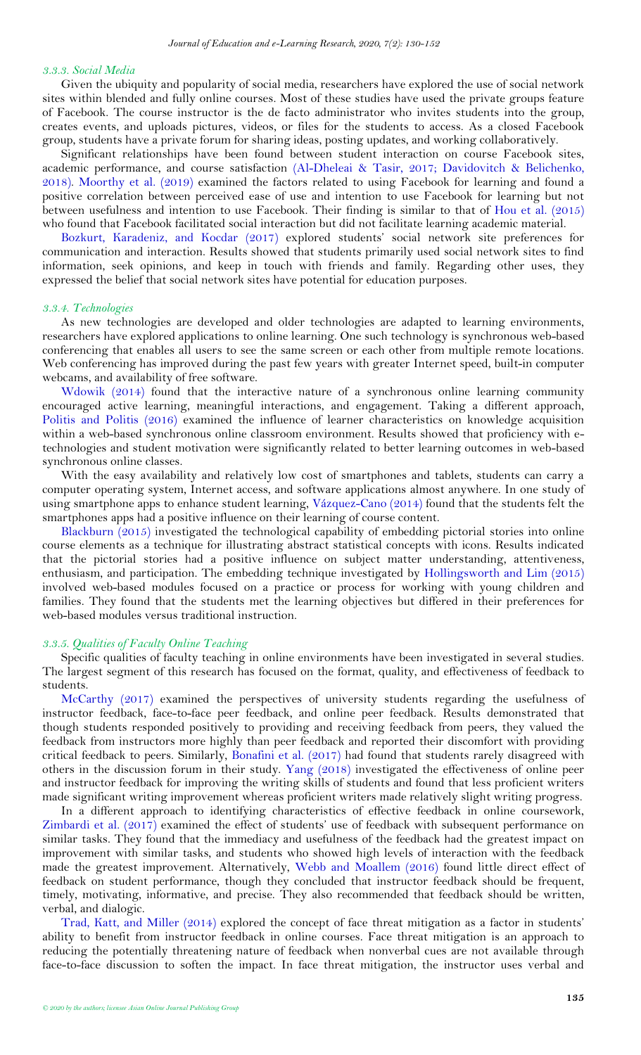### 3.3.3. Social Media

Given the ubiquity and popularity of social media, researchers have explored the use of social network sites within blended and fully online courses. Most of these studies have used the private groups feature of Facebook. The course instructor is the de facto administrator who invites students into the group, creates events, and uploads pictures, videos, or files for the students to access. As a closed Facebook group, students have a private forum for sharing ideas, posting updates, and working collaboratively.

Significant relationships have been found between student interaction on course Facebook sites, academic performance, and course satisfaction (Al-Dheleai & Tasir, 2017; Davidovitch & Belichenko, 2018). Moorthy et al. (2019) examined the factors related to using Facebook for learning and found a positive correlation between perceived ease of use and intention to use Facebook for learning but not between usefulness and intention to use Facebook. Their finding is similar to that of Hou et al. (2015) who found that Facebook facilitated social interaction but did not facilitate learning academic material.

Bozkurt, Karadeniz, and Kocdar (2017) explored students' social network site preferences for communication and interaction. Results showed that students primarily used social network sites to find information, seek opinions, and keep in touch with friends and family. Regarding other uses, they expressed the belief that social network sites have potential for education purposes.

### 3.3.4. Technologies

As new technologies are developed and older technologies are adapted to learning environments, researchers have explored applications to online learning. One such technology is synchronous web-based conferencing that enables all users to see the same screen or each other from multiple remote locations. Web conferencing has improved during the past few years with greater Internet speed, built-in computer webcams, and availability of free software.

Wdowik (2014) found that the interactive nature of a synchronous online learning community encouraged active learning, meaningful interactions, and engagement. Taking a different approach, Politis and Politis (2016) examined the influence of learner characteristics on knowledge acquisition within a web-based synchronous online classroom environment. Results showed that proficiency with e-technologies and student motivation were significantly related to better learning outcomes in web-based synchronous online classes.

With the easy availability and relatively low cost of smartphones and tablets, students can carry a computer operating system, Internet access, and software applications almost anywhere. In one study of using smartphone apps to enhance student learning, Vázquez-Cano (2014) found that the students felt the smartphones apps had a positive influence on their learning of course content.

Blackburn (2015) investigated the technological capability of embedding pictorial stories into online course elements as a technique for illustrating abstract statistical concepts with icons. Results indicated that the pictorial stories had a positive influence on subject matter understanding, attentiveness, enthusiasm, and participation. The embedding technique investigated by Hollingsworth and Lim (2015) involved web-based modules focused on a practice or process for working with young children and families. They found that the students met the learning objectives but differed in their preferences for web-based modules versus traditional instruction.

### 3.3.5. Qualities of Faculty Online Teaching

Specific qualities of faculty teaching in online environments have been investigated in several studies. The largest segment of this research has focused on the format, quality, and effectiveness of feedback to students.

McCarthy (2017) examined the perspectives of university students regarding the usefulness of instructor feedback, face-to-face peer feedback, and online peer feedback. Results demonstrated that though students responded positively to providing and receiving feedback from peers, they valued the feedback from instructors more highly than peer feedback and reported their discomfort with providing critical feedback to peers. Similarly, Bonafini et al. (2017) had found that students rarely disagreed with others in the discussion forum in their study. Yang (2018) investigated the effectiveness of online peer and instructor feedback for improving the writing skills of students and found that less proficient writers made significant writing improvement whereas proficient writers made relatively slight writing progress.

In a different approach to identifying characteristics of effective feedback in online coursework, Zimbardi et al. (2017) examined the effect of students' use of feedback with subsequent performance on similar tasks. They found that the immediacy and usefulness of the feedback had the greatest impact on improvement with similar tasks, and students who showed high levels of interaction with the feedback made the greatest improvement. Alternatively, Webb and Moallem (2016) found little direct effect of feedback on student performance, though they concluded that instructor feedback should be frequent, timely, motivating, informative, and precise. They also recommended that feedback should be written, verbal, and dialogic.

Trad, Katt, and Miller (2014) explored the concept of face threat mitigation as a factor in students' ability to benefit from instructor feedback in online courses. Face threat mitigation is an approach to reducing the potentially threatening nature of feedback when nonverbal cues are not available through face-to-face discussion to soften the impact. In face threat mitigation, the instructor uses verbal and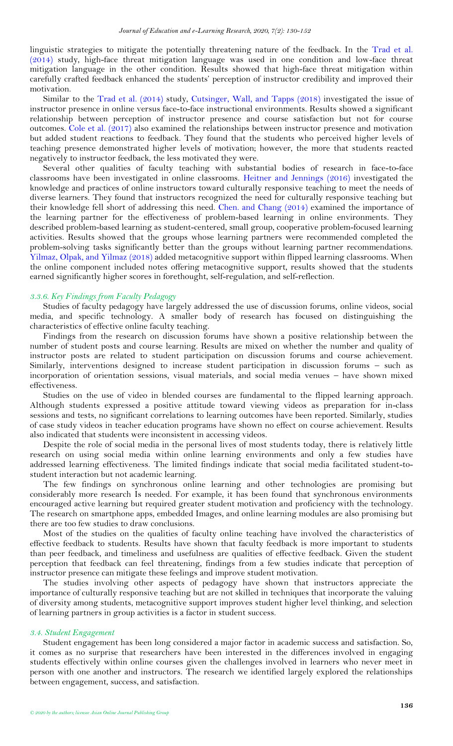linguistic strategies to mitigate the potentially threatening nature of the feedback. In the Trad et al. (2014) study, high-face threat mitigation language was used in one condition and low-face threat mitigation language in the other condition. Results showed that high-face threat mitigation within carefully crafted feedback enhanced the students' perception of instructor credibility and improved their motivation.

Similar to the Trad et al. (2014) study, Cutsinger, Wall, and Tapps (2018) investigated the issue of instructor presence in online versus face-to-face instructional environments. Results showed a significant relationship between perception of instructor presence and course satisfaction but not for course outcomes. Cole et al. (2017) also examined the relationships between instructor presence and motivation but added student reactions to feedback. They found that the students who perceived higher levels of teaching presence demonstrated higher levels of motivation; however, the more that students reacted negatively to instructor feedback, the less motivated they were.

Several other qualities of faculty teaching with substantial bodies of research in face-to-face classrooms have been investigated in online classrooms. Heitner and Jennings (2016) investigated the knowledge and practices of online instructors toward culturally responsive teaching to meet the needs of diverse learners. They found that instructors recognized the need for culturally responsive teaching but their knowledge fell short of addressing this need. Chen. and Chang (2014) examined the importance of the learning partner for the effectiveness of problem-based learning in online environments. They described problem-based learning as student-centered, small group, cooperative problem-focused learning activities. Results showed that the groups whose learning partners were recommended completed the problem-solving tasks significantly better than the groups without learning partner recommendations. Yilmaz, Olpak, and Yilmaz (2018) added metacognitive support within flipped learning classrooms. When the online component included notes offering metacognitive support, results showed that the students earned significantly higher scores in forethought, self-regulation, and self-reflection.

#### *3.3.6. Key Findings from Faculty Pedagogy*

Studies of faculty pedagogy have largely addressed the use of discussion forums, online videos, social media, and specific technology. A smaller body of research has focused on distinguishing the characteristics of effective online faculty teaching.

Findings from the research on discussion forums have shown a positive relationship between the number of student posts and course learning. Results are mixed on whether the number and quality of instructor posts are related to student participation on discussion forums and course achievement. Similarly, interventions designed to increase student participation in discussion forums – such as incorporation of orientation sessions, visual materials, and social media venues – have shown mixed effectiveness.

Studies on the use of video in blended courses are fundamental to the flipped learning approach. Although students expressed a positive attitude toward viewing videos as preparation for in-class sessions and tests, no significant correlations to learning outcomes have been reported. Similarly, studies of case study videos in teacher education programs have shown no effect on course achievement. Results also indicated that students were inconsistent in accessing videos.

Despite the role of social media in the personal lives of most students today, there is relatively little research on using social media within online learning environments and only a few studies have addressed learning effectiveness. The limited findings indicate that social media facilitated student-to-student interaction but not academic learning.

The few findings on synchronous online learning and other technologies are promising but considerably more research Is needed. For example, it has been found that synchronous environments encouraged active learning but required greater student motivation and proficiency with the technology. The research on smartphone apps, embedded Images, and online learning modules are also promising but there are too few studies to draw conclusions.

Most of the studies on the qualities of faculty online teaching have involved the characteristics of effective feedback to students. Results have shown that faculty feedback is more important to students than peer feedback, and timeliness and usefulness are qualities of effective feedback. Given the student perception that feedback can feel threatening, findings from a few studies indicate that perception of instructor presence can mitigate these feelings and improve student motivation.

The studies involving other aspects of pedagogy have shown that instructors appreciate the importance of culturally responsive teaching but are not skilled in techniques that incorporate the valuing of diversity among students, metacognitive support improves student higher level thinking, and selection of learning partners in group activities is a factor in student success.

### *3.4. Student Engagement*

Student engagement has been long considered a major factor in academic success and satisfaction. So, it comes as no surprise that researchers have been interested in the differences involved in engaging students effectively within online courses given the challenges involved in learners who never meet in person with one another and instructors. The research we identified largely explored the relationships between engagement, success, and satisfaction.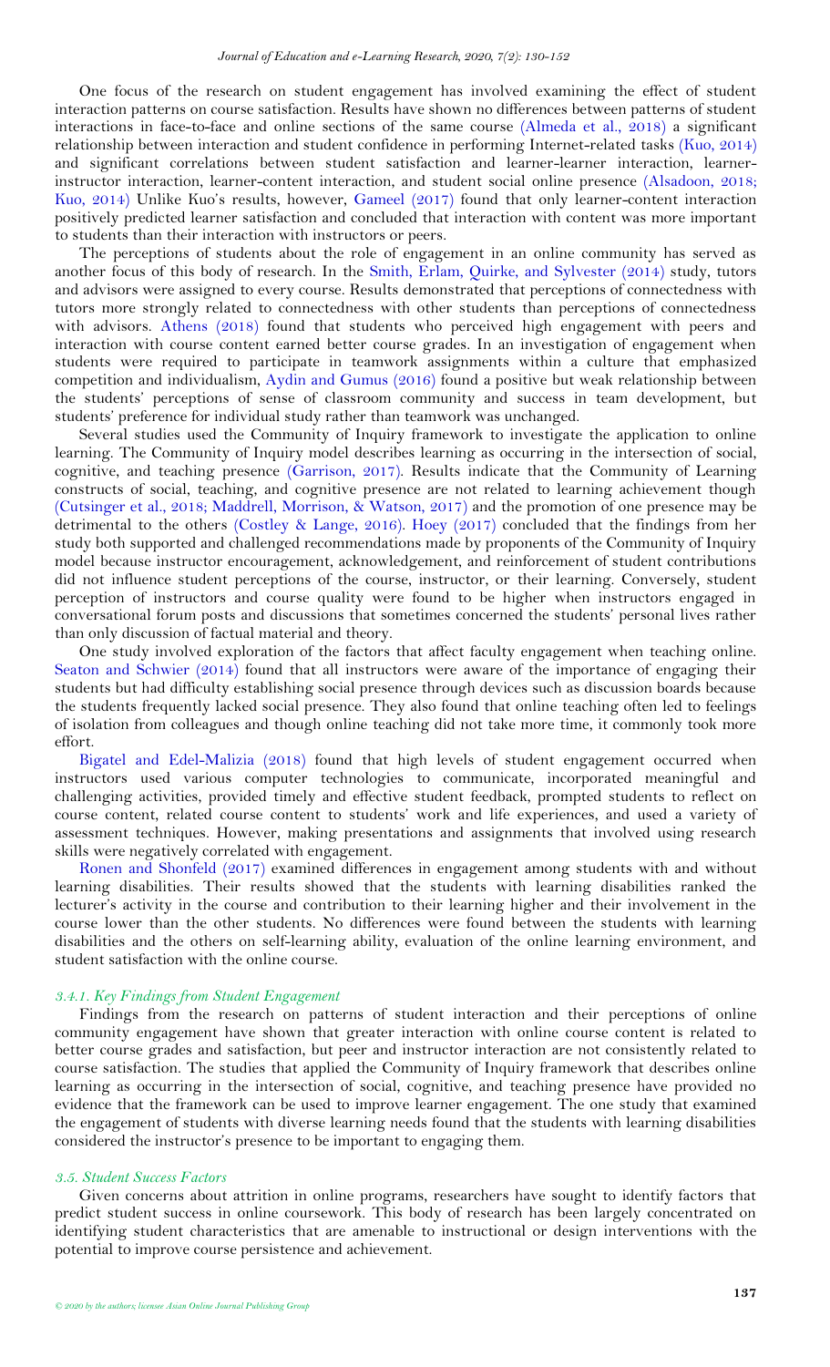One focus of the research on student engagement has involved examining the effect of student interaction patterns on course satisfaction. Results have shown no differences between patterns of student interactions in face-to-face and online sections of the same course (Almeda et al., 2018) a significant relationship between interaction and student confidence in performing Internet-related tasks (Kuo, 2014) and significant correlations between student satisfaction and learner-learner interaction, learner-instructor interaction, learner-content interaction, and student social online presence (Alsadoon, 2018; Kuo, 2014) Unlike Kuo's results, however, Gameel (2017) found that only learner-content interaction positively predicted learner satisfaction and concluded that interaction with content was more important to students than their interaction with instructors or peers.

The perceptions of students about the role of engagement in an online community has served as another focus of this body of research. In the Smith, Erlam, Quirke, and Sylvester (2014) study, tutors and advisors were assigned to every course. Results demonstrated that perceptions of connectedness with tutors more strongly related to connectedness with other students than perceptions of connectedness with advisors. Athens (2018) found that students who perceived high engagement with peers and interaction with course content earned better course grades. In an investigation of engagement when students were required to participate in teamwork assignments within a culture that emphasized competition and individualism, Aydin and Gumus (2016) found a positive but weak relationship between the students' perceptions of sense of classroom community and success in team development, but students' preference for individual study rather than teamwork was unchanged.

Several studies used the Community of Inquiry framework to investigate the application to online learning. The Community of Inquiry model describes learning as occurring in the intersection of social, cognitive, and teaching presence (Garrison, 2017). Results indicate that the Community of Learning constructs of social, teaching, and cognitive presence are not related to learning achievement though (Cutsinger et al., 2018; Maddrell, Morrison, & Watson, 2017) and the promotion of one presence may be detrimental to the others (Costley & Lange, 2016). Hoey (2017) concluded that the findings from her study both supported and challenged recommendations made by proponents of the Community of Inquiry model because instructor encouragement, acknowledgement, and reinforcement of student contributions did not influence student perceptions of the course, instructor, or their learning. Conversely, student perception of instructors and course quality were found to be higher when instructors engaged in conversational forum posts and discussions that sometimes concerned the students' personal lives rather than only discussion of factual material and theory.

One study involved exploration of the factors that affect faculty engagement when teaching online. Seaton and Schwier (2014) found that all instructors were aware of the importance of engaging their students but had difficulty establishing social presence through devices such as discussion boards because the students frequently lacked social presence. They also found that online teaching often led to feelings of isolation from colleagues and though online teaching did not take more time, it commonly took more effort.

Bigatel and Edel-Malizia (2018) found that high levels of student engagement occurred when instructors used various computer technologies to communicate, incorporated meaningful and challenging activities, provided timely and effective student feedback, prompted students to reflect on course content, related course content to students' work and life experiences, and used a variety of assessment techniques. However, making presentations and assignments that involved using research skills were negatively correlated with engagement.

Ronen and Shonfeld (2017) examined differences in engagement among students with and without learning disabilities. Their results showed that the students with learning disabilities ranked the lecturer's activity in the course and contribution to their learning higher and their involvement in the course lower than the other students. No differences were found between the students with learning disabilities and the others on self-learning ability, evaluation of the online learning environment, and student satisfaction with the online course.

#### *3.4.1. Key Findings from Student Engagement*

Findings from the research on patterns of student interaction and their perceptions of online community engagement have shown that greater interaction with online course content is related to better course grades and satisfaction, but peer and instructor interaction are not consistently related to course satisfaction. The studies that applied the Community of Inquiry framework that describes online learning as occurring in the intersection of social, cognitive, and teaching presence have provided no evidence that the framework can be used to improve learner engagement. The one study that examined the engagement of students with diverse learning needs found that the students with learning disabilities considered the instructor's presence to be important to engaging them.

### *3.5. Student Success Factors*

Given concerns about attrition in online programs, researchers have sought to identify factors that predict student success in online coursework. This body of research has been largely concentrated on identifying student characteristics that are amenable to instructional or design interventions with the potential to improve course persistence and achievement.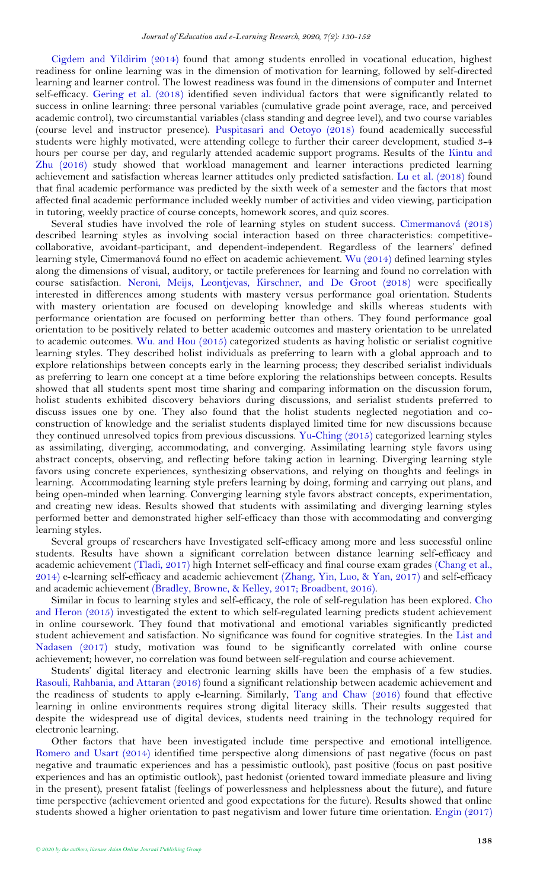Cigdem and Yildirim (2014) found that among students enrolled in vocational education, highest readiness for online learning was in the dimension of motivation for learning, followed by self-directed learning and learner control. The lowest readiness was found in the dimensions of computer and Internet self-efficacy. Gering et al. (2018) identified seven individual factors that were significantly related to success in online learning: three personal variables (cumulative grade point average, race, and perceived academic control), two circumstantial variables (class standing and degree level), and two course variables (course level and instructor presence). Puspitasari and Oetoyo (2018) found academically successful students were highly motivated, were attending college to further their career development, studied 3-4 hours per course per day, and regularly attended academic support programs. Results of the Kintu and Zhu (2016) study showed that workload management and learner interactions predicted learning achievement and satisfaction whereas learner attitudes only predicted satisfaction. Lu et al. (2018) found that final academic performance was predicted by the sixth week of a semester and the factors that most affected final academic performance included weekly number of activities and video viewing, participation in tutoring, weekly practice of course concepts, homework scores, and quiz scores.

Several studies have involved the role of learning styles on student success. Cimermanová (2018) described learning styles as involving social interaction based on three characteristics: competitive-collaborative, avoidant-participant, and dependent-independent. Regardless of the learners' defined learning style, Cimermanová found no effect on academic achievement. Wu (2014) defined learning styles along the dimensions of visual, auditory, or tactile preferences for learning and found no correlation with course satisfaction. Neroni, Meijs, Leontjevas, Kirschner, and De Groot (2018) were specifically interested in differences among students with mastery versus performance goal orientation. Students with mastery orientation are focused on developing knowledge and skills whereas students with performance orientation are focused on performing better than others. They found performance goal orientation to be positively related to better academic outcomes and mastery orientation to be unrelated to academic outcomes. Wu. and Hou (2015) categorized students as having holistic or serialist cognitive learning styles. They described holist individuals as preferring to learn with a global approach and to explore relationships between concepts early in the learning process; they described serialist individuals as preferring to learn one concept at a time before exploring the relationships between concepts. Results showed that all students spent most time sharing and comparing information on the discussion forum, holist students exhibited discovery behaviors during discussions, and serialist students preferred to discuss issues one by one. They also found that the holist students neglected negotiation and co-construction of knowledge and the serialist students displayed limited time for new discussions because they continued unresolved topics from previous discussions. Yu-Ching (2015) categorized learning styles as assimilating, diverging, accommodating, and converging. Assimilating learning style favors using abstract concepts, observing, and reflecting before taking action in learning. Diverging learning style favors using concrete experiences, synthesizing observations, and relying on thoughts and feelings in learning. Accommodating learning style prefers learning by doing, forming and carrying out plans, and being open-minded when learning. Converging learning style favors abstract concepts, experimentation, and creating new ideas. Results showed that students with assimilating and diverging learning styles performed better and demonstrated higher self-efficacy than those with accommodating and converging learning styles.

Several groups of researchers have Investigated self-efficacy among more and less successful online students. Results have shown a significant correlation between distance learning self-efficacy and academic achievement (Tladi, 2017) high Internet self-efficacy and final course exam grades (Chang et al., 2014) e-learning self-efficacy and academic achievement (Zhang, Yin, Luo, & Yan, 2017) and self-efficacy and academic achievement (Bradley, Browne, & Kelley, 2017; Broadbent, 2016).

Similar in focus to learning styles and self-efficacy, the role of self-regulation has been explored. Cho and Heron (2015) investigated the extent to which self-regulated learning predicts student achievement in online coursework. They found that motivational and emotional variables significantly predicted student achievement and satisfaction. No significance was found for cognitive strategies. In the List and Nadasen (2017) study, motivation was found to be significantly correlated with online course achievement; however, no correlation was found between self-regulation and course achievement.

Students' digital literacy and electronic learning skills have been the emphasis of a few studies. Rasouli, Rahbania, and Attaran (2016) found a significant relationship between academic achievement and the readiness of students to apply e-learning. Similarly, Tang and Chaw (2016) found that effective learning in online environments requires strong digital literacy skills. Their results suggested that despite the widespread use of digital devices, students need training in the technology required for electronic learning.

Other factors that have been investigated include time perspective and emotional intelligence. Romero and Usart (2014) identified time perspective along dimensions of past negative (focus on past negative and traumatic experiences and has a pessimistic outlook), past positive (focus on past positive experiences and has an optimistic outlook), past hedonist (oriented toward immediate pleasure and living in the present), present fatalist (feelings of powerlessness and helplessness about the future), and future time perspective (achievement oriented and good expectations for the future). Results showed that online students showed a higher orientation to past negativism and lower future time orientation. Engin (2017)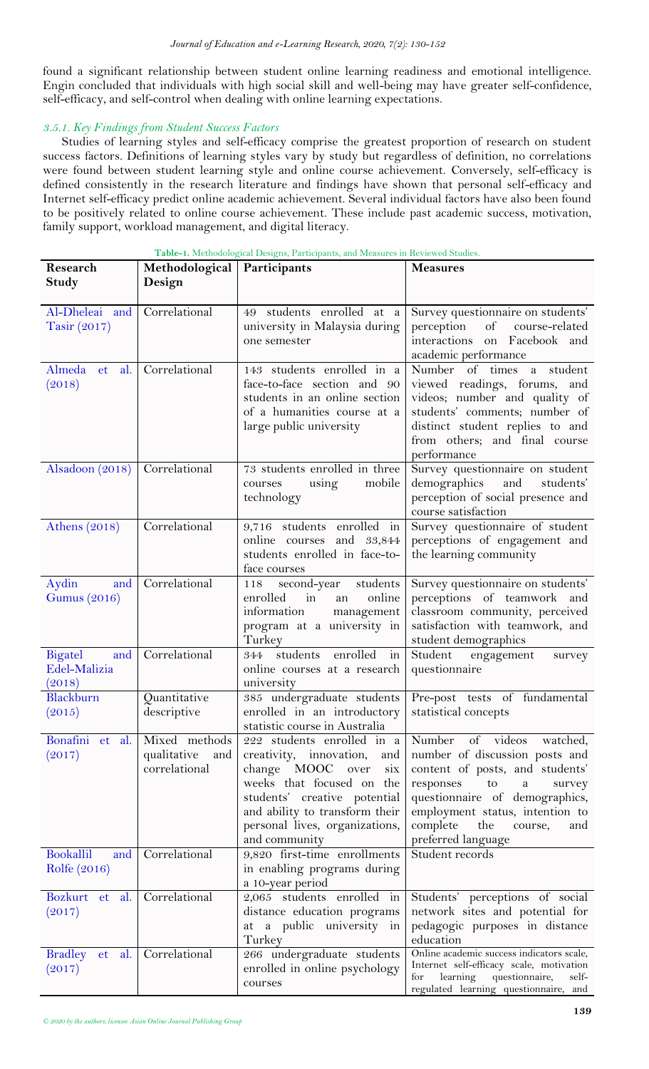found a significant relationship between student online learning readiness and emotional intelligence. Engin concluded that individuals with high social skill and well-being may have greater self-confidence, self-efficacy, and self-control when dealing with online learning expectations.

#### *3.5.1. Key Findings from Student Success Factors*

Studies of learning styles and self-efficacy comprise the greatest proportion of research on student success factors. Definitions of learning styles vary by study but regardless of definition, no correlations were found between student learning style and online course achievement. Conversely, self-efficacy is defined consistently in the research literature and findings have shown that personal self-efficacy and Internet self-efficacy predict online academic achievement. Several individual factors have also been found to be positively related to online course achievement. These include past academic success, motivation, family support, workload management, and digital literacy.

**Table-1.** Methodological Designs, Participants, and Measures in Reviewed Studies.

| Research Study | Methodological Design | Participants | Measures |
|---|---|---|---|
| Al-Dheleai and Tasir (2017) | Correlational | 49 students enrolled at a university in Malaysia during one semester | Survey questionnaire on students' perception of course-related interactions on Facebook and academic performance |
| Almeda et al. (2018) | Correlational | 143 students enrolled in a face-to-face section and 90 students in an online section of a humanities course at a large public university | Number of times a student viewed readings, forums, and videos; number and quality of students' comments; number of distinct student replies to and from others; and final course performance |
| Alsadoon (2018) | Correlational | 73 students enrolled in three courses using mobile technology | Survey questionnaire on student demographics and students' perception of social presence and course satisfaction |
| Athens (2018) | Correlational | 9,716 students enrolled in online courses and 33,844 students enrolled in face-to-face courses | Survey questionnaire of student perceptions of engagement and the learning community |
| Aydin and Gumus (2016) | Correlational | 118 second-year students enrolled in an online information management program at a university in Turkey | Survey questionnaire on students' perceptions of teamwork and classroom community, perceived satisfaction with teamwork, and student demographics |
| Bigatel and Edel-Malizia (2018) | Correlational | 344 students enrolled in online courses at a research university | Student engagement survey questionnaire |
| Blackburn (2015) | Quantitative descriptive | 385 undergraduate students enrolled in an introductory statistic course in Australia | Pre-post tests of fundamental statistical concepts |
| Bonafini et al. (2017) | Mixed methods qualitative and correlational | 222 students enrolled in a creativity, innovation, and change MOOC over six weeks that focused on the students' creative potential and ability to transform their personal lives, organizations, and community | Number of videos watched, number of discussion posts and content of posts, and students' responses to a survey questionnaire of demographics, employment status, intention to complete the course, and preferred language |
| Bookallil and Rolfe (2016) | Correlational | 9,820 first-time enrollments in enabling programs during a 10-year period | Student records |
| Bozkurt et al. (2017) | Correlational | 2,065 students enrolled in distance education programs at a public university in Turkey | Students' perceptions of social network sites and potential for pedagogic purposes in distance education |
| Bradley et al. (2017) | Correlational | 266 undergraduate students enrolled in online psychology courses | Online academic success indicators scale, Internet self-efficacy scale, motivation for learning questionnaire, self-regulated learning questionnaire, and |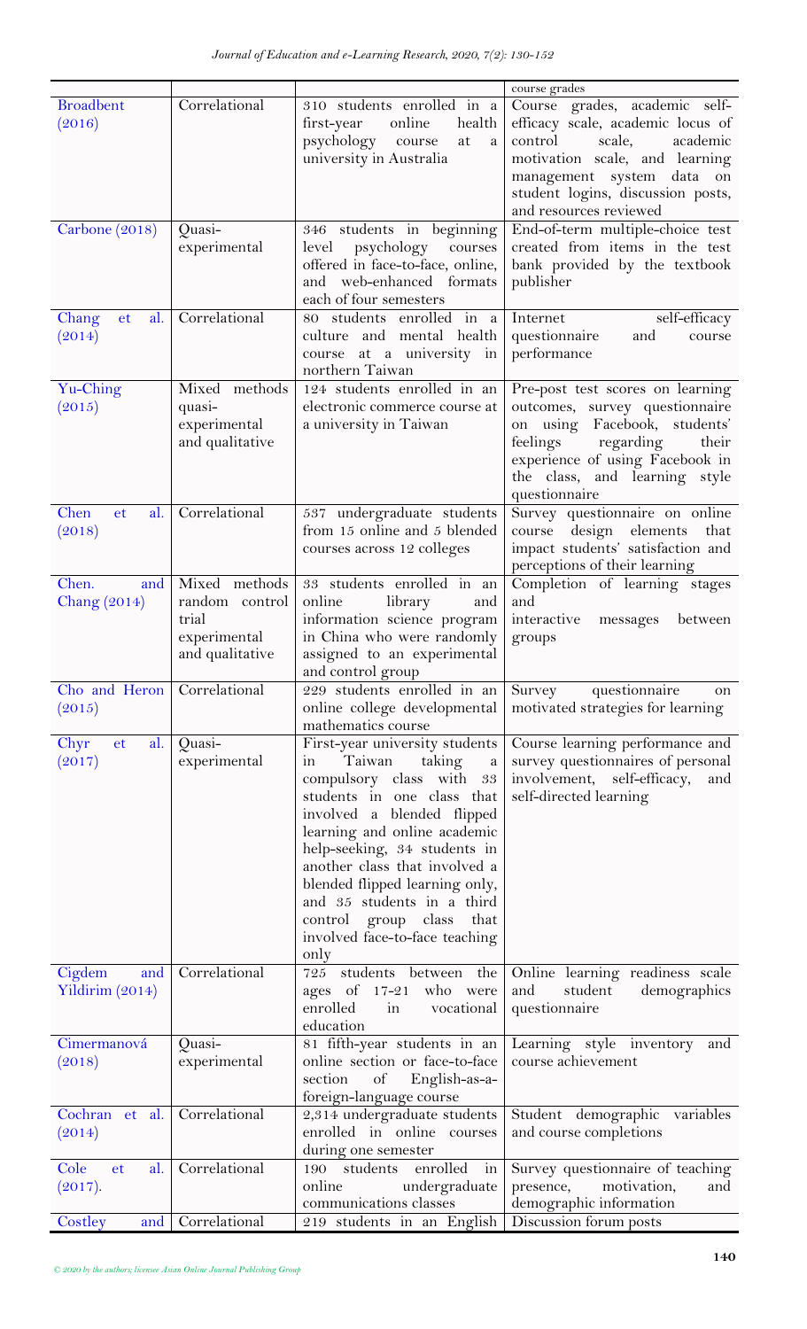| | | | course grades |
|---|---|---|---|
| Broadbent (2016) | Correlational | 310 students enrolled in a first-year online health psychology course at a university in Australia | Course grades, academic self-efficacy scale, academic locus of control scale, academic motivation scale, and learning management system data on student logins, discussion posts, and resources reviewed |
| Carbone (2018) | Quasi-experimental | 346 students in beginning level psychology courses offered in face-to-face, online, and web-enhanced formats each of four semesters | End-of-term multiple-choice test created from items in the test bank provided by the textbook publisher |
| Chang et al. (2014) | Correlational | 80 students enrolled in a culture and mental health course at a university in northern Taiwan | Internet self-efficacy questionnaire and course performance |
| Yu-Ching (2015) | Mixed methods quasi-experimental and qualitative | 124 students enrolled in an electronic commerce course at a university in Taiwan | Pre-post test scores on learning outcomes, survey questionnaire on using Facebook, students' feelings regarding their experience of using Facebook in the class, and learning style questionnaire |
| Chen et al. (2018) | Correlational | 537 undergraduate students from 15 online and 5 blended courses across 12 colleges | Survey questionnaire on online course design elements that impact students' satisfaction and perceptions of their learning |
| Chen. and Chang (2014) | Mixed methods random control trial experimental and qualitative | 33 students enrolled in an online library and information science program in China who were randomly assigned to an experimental and control group | Completion of learning stages and interactive messages between groups |
| Cho and Heron (2015) | Correlational | 229 students enrolled in an online college developmental mathematics course | Survey questionnaire on motivated strategies for learning |
| Chyr et al. (2017) | Quasi-experimental | First-year university students in Taiwan taking a compulsory class with 33 students in one class that involved a blended flipped learning and online academic help-seeking, 34 students in another class that involved a blended flipped learning only, and 35 students in a third control group class that involved face-to-face teaching only | Course learning performance and survey questionnaires of personal involvement, self-efficacy, and self-directed learning |
| Cigdem and Yildirim (2014) | Correlational | 725 students between the ages of 17-21 who were enrolled in vocational education | Online learning readiness scale and student demographics questionnaire |
| Cimermanová (2018) | Quasi-experimental | 81 fifth-year students in an online section or face-to-face section of English-as-a-foreign-language course | Learning style inventory and course achievement |
| Cochran et al. (2014) | Correlational | 2,314 undergraduate students enrolled in online courses during one semester | Student demographic variables and course completions |
| Cole et al. (2017). | Correlational | 190 students enrolled in online undergraduate communications classes | Survey questionnaire of teaching presence, motivation, and demographic information |
| Costley and | Correlational | 219 students in an English | Discussion forum posts |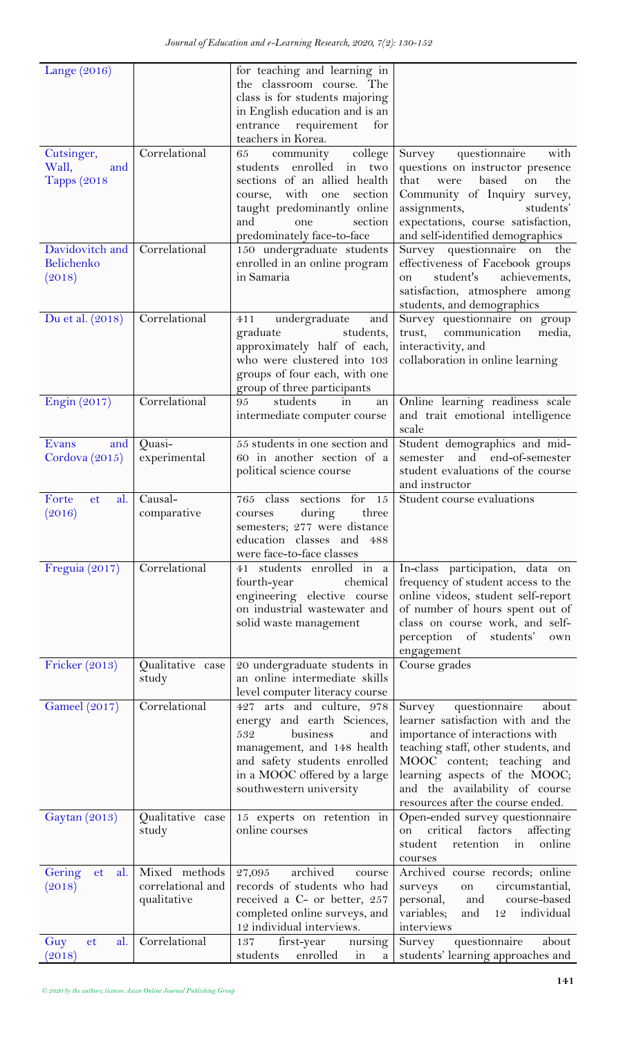| Lange (2016) | | for teaching and learning in the classroom course. The class is for students majoring in English education and is an entrance requirement for teachers in Korea. | |
|---|---|---|---|
| Cutsinger, Wall, and Tapps (2018 | Correlational | 65 community college students enrolled in two sections of an allied health course, with one section taught predominantly online and one section predominately face-to-face | Survey questionnaire with questions on instructor presence that were based on the Community of Inquiry survey, assignments, students' expectations, course satisfaction, and self-identified demographics |
| Davidovitch and Belichenko (2018) | Correlational | 150 undergraduate students enrolled in an online program in Samaria | Survey questionnaire on the effectiveness of Facebook groups on student's achievements, satisfaction, atmosphere among students, and demographics |
| Du et al. (2018) | Correlational | 411 undergraduate and graduate students, approximately half of each, who were clustered into 103 groups of four each, with one group of three participants | Survey questionnaire on group trust, communication media, interactivity, and collaboration in online learning |
| Engin (2017) | Correlational | 95 students in an intermediate computer course | Online learning readiness scale and trait emotional intelligence scale |
| Evans and Cordova (2015) | Quasi-experimental | 55 students in one section and 60 in another section of a political science course | Student demographics and mid-semester and end-of-semester student evaluations of the course and instructor |
| Forte et al. (2016) | Causal-comparative | 765 class sections for 15 courses during three semesters; 277 were distance education classes and 488 were face-to-face classes | Student course evaluations |
| Freguia (2017) | Correlational | 41 students enrolled in a fourth-year chemical engineering elective course on industrial wastewater and solid waste management | In-class participation, data on frequency of student access to the online videos, student self-report of number of hours spent out of class on course work, and self-perception of students' own engagement |
| Fricker (2013) | Qualitative case study | 20 undergraduate students in an online intermediate skills level computer literacy course | Course grades |
| Gameel (2017) | Correlational | 427 arts and culture, 978 energy and earth Sciences, 532 business and management, and 148 health and safety students enrolled in a MOOC offered by a large southwestern university | Survey questionnaire about learner satisfaction with and the importance of interactions with teaching staff, other students, and MOOC content; teaching and learning aspects of the MOOC; and the availability of course resources after the course ended. |
| Gaytan (2013) | Qualitative case study | 15 experts on retention in online courses | Open-ended survey questionnaire on critical factors affecting student retention in online courses |
| Gering et al. (2018) | Mixed methods correlational and qualitative | 27,095 archived course records of students who had received a C- or better, 257 completed online surveys, and 12 individual interviews. | Archived course records; online surveys on circumstantial, personal, and course-based variables; and 12 individual interviews |
| Guy et al. (2018) | Correlational | 137 first-year nursing students enrolled in a | Survey questionnaire about students' learning approaches and |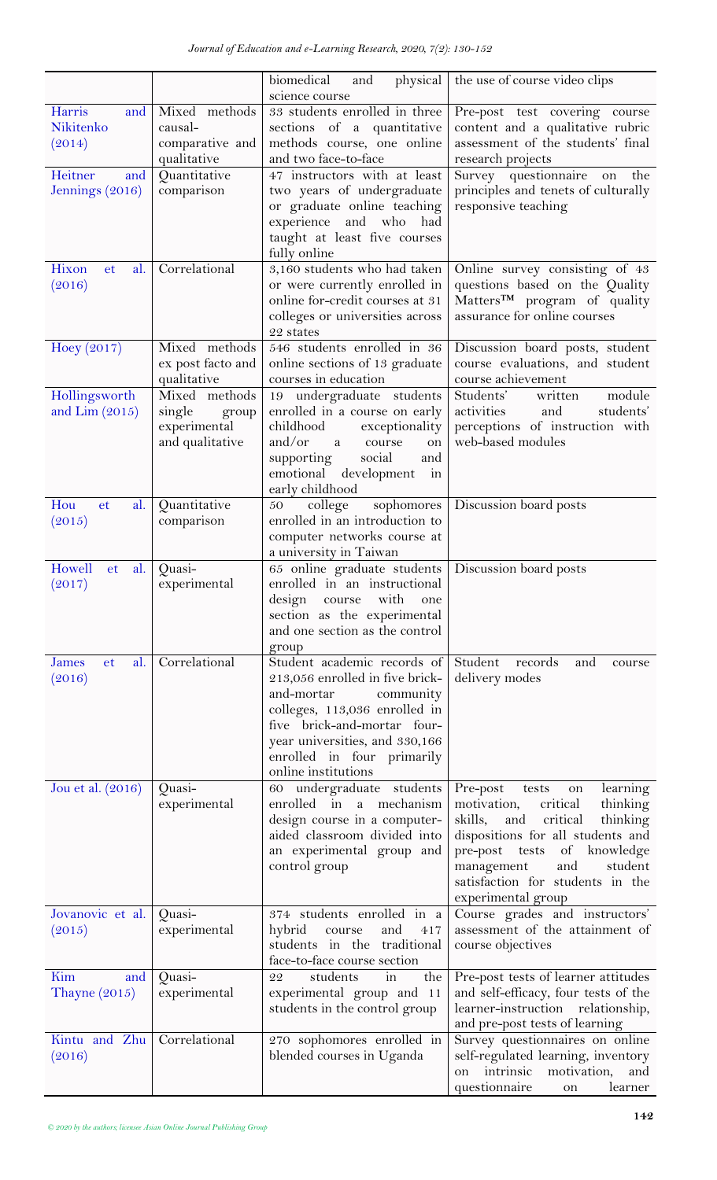| | | biomedical and physical science course | the use of course video clips |
|---|---|---|---|
| Harris and Nikitenko (2014) | Mixed methods causal-comparative and qualitative | 33 students enrolled in three sections of a quantitative methods course, one online and two face-to-face | Pre-post test covering course content and a qualitative rubric assessment of the students' final research projects |
| Heitner and Jennings (2016) | Quantitative comparison | 47 instructors with at least two years of undergraduate or graduate online teaching experience and who had taught at least five courses fully online | Survey questionnaire on the principles and tenets of culturally responsive teaching |
| Hixon et al. (2016) | Correlational | 3,160 students who had taken or were currently enrolled in online for-credit courses at 31 colleges or universities across 22 states | Online survey consisting of 43 questions based on the Quality Matters™ program of quality assurance for online courses |
| Hoey (2017) | Mixed methods ex post facto and qualitative | 546 students enrolled in 36 online sections of 13 graduate courses in education | Discussion board posts, student course evaluations, and student course achievement |
| Hollingsworth and Lim (2015) | Mixed methods single group experimental and qualitative | 19 undergraduate students enrolled in a course on early childhood exceptionality and/or a course on supporting social and emotional development in early childhood | Students' written module activities and students' perceptions of instruction with web-based modules |
| Hou et al. (2015) | Quantitative comparison | 50 college sophomores enrolled in an introduction to computer networks course at a university in Taiwan | Discussion board posts |
| Howell et al. (2017) | Quasi-experimental | 65 online graduate students enrolled in an instructional design course with one section as the experimental and one section as the control group | Discussion board posts |
| James et al. (2016) | Correlational | Student academic records of 213,056 enrolled in five brick-and-mortar community colleges, 113,036 enrolled in five brick-and-mortar four-year universities, and 330,166 enrolled in four primarily online institutions | Student records and course delivery modes |
| Jou et al. (2016) | Quasi-experimental | 60 undergraduate students enrolled in a mechanism design course in a computer-aided classroom divided into an experimental group and control group | Pre-post tests on learning motivation, critical thinking skills, and critical thinking dispositions for all students and pre-post tests of knowledge management and student satisfaction for students in the experimental group |
| Jovanovic et al. (2015) | Quasi-experimental | 374 students enrolled in a hybrid course and 417 students in the traditional face-to-face course section | Course grades and instructors' assessment of the attainment of course objectives |
| Kim and Thayne (2015) | Quasi-experimental | 22 students in the experimental group and 11 students in the control group | Pre-post tests of learner attitudes and self-efficacy, four tests of the learner-instruction relationship, and pre-post tests of learning |
| Kintu and Zhu (2016) | Correlational | 270 sophomores enrolled in blended courses in Uganda | Survey questionnaires on online self-regulated learning, inventory on intrinsic motivation, and questionnaire on learner |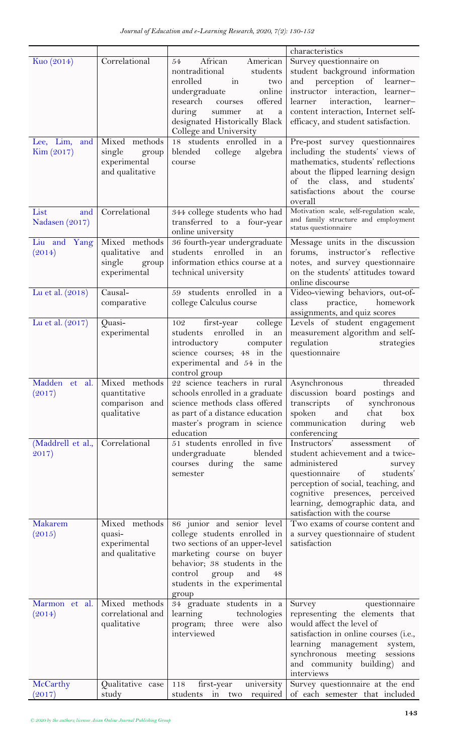| | | | characteristics |
|---|---|---|---|
| Kuo (2014) | Correlational | 54 African American nontraditional students enrolled in two undergraduate online research courses offered during summer at a designated Historically Black College and University | Survey questionnaire on student background information and perception of learner–instructor interaction, learner–learner interaction, learner–content interaction, Internet self-efficacy, and student satisfaction. |
| Lee, Lim, and Kim (2017) | Mixed methods single group experimental and qualitative | 18 students enrolled in a blended college algebra course | Pre-post survey questionnaires including the students' views of mathematics, students' reflections about the flipped learning design of the class, and students' satisfactions about the course overall |
| List and Nadasen (2017) | Correlational | 344 college students who had transferred to a four-year online university | Motivation scale, self-regulation scale, and family structure and employment status questionnaire |
| Liu and Yang (2014) | Mixed methods qualitative and single group experimental | 36 fourth-year undergraduate students enrolled in an information ethics course at a technical university | Message units in the discussion forums, instructor's reflective notes, and survey questionnaire on the students' attitudes toward online discourse |
| Lu et al. (2018) | Causal-comparative | 59 students enrolled in a college Calculus course | Video-viewing behaviors, out-of-class practice, homework assignments, and quiz scores |
| Lu et al. (2017) | Quasi-experimental | 102 first-year college students enrolled in an introductory computer science courses; 48 in the experimental and 54 in the control group | Levels of student engagement measurement algorithm and self-regulation strategies questionnaire |
| Madden et al. (2017) | Mixed methods quantitative comparison and qualitative | 22 science teachers in rural schools enrolled in a graduate science methods class offered as part of a distance education master's program in science education | Asynchronous threaded discussion board postings and transcripts of synchronous spoken and chat box communication during web conferencing |
| (Maddrell et al., 2017) | Correlational | 51 students enrolled in five undergraduate blended courses during the same semester | Instructors' assessment of student achievement and a twice-administered survey questionnaire of students' perception of social, teaching, and cognitive presences, perceived learning, demographic data, and satisfaction with the course |
| Makarem (2015) | Mixed methods quasi-experimental and qualitative | 86 junior and senior level college students enrolled in two sections of an upper-level marketing course on buyer behavior; 38 students in the control group and 48 students in the experimental group | Two exams of course content and a survey questionnaire of student satisfaction |
| Marmon et al. (2014) | Mixed methods correlational and qualitative | 34 graduate students in a learning technologies program; three were also interviewed | Survey questionnaire representing the elements that would affect the level of satisfaction in online courses (i.e., learning management system, synchronous meeting sessions and community building) and interviews |
| McCarthy (2017) | Qualitative case study | 118 first-year university students in two required | Survey questionnaire at the end of each semester that included |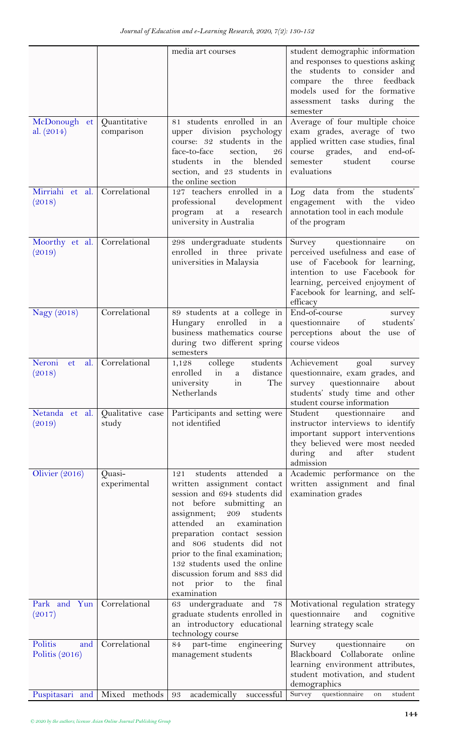| | | media art courses | student demographic information and responses to questions asking the students to consider and compare the three feedback models used for the formative assessment tasks during the semester |
|---|---|---|---|
| McDonough et al. (2014) | Quantitative comparison | 81 students enrolled in an upper division psychology course: 32 students in the face-to-face section, 26 students in the blended section, and 23 students in the online section | Average of four multiple choice exam grades, average of two applied written case studies, final course grades, and end-of-semester student course evaluations |
| Mirriahi et al. (2018) | Correlational | 127 teachers enrolled in a professional development program at a research university in Australia | Log data from the students' engagement with the video annotation tool in each module of the program |
| Moorthy et al. (2019) | Correlational | 298 undergraduate students enrolled in three private universities in Malaysia | Survey questionnaire on perceived usefulness and ease of use of Facebook for learning, intention to use Facebook for learning, perceived enjoyment of Facebook for learning, and self-efficacy |
| Nagy (2018) | Correlational | 89 students at a college in Hungary enrolled in a business mathematics course during two different spring semesters | End-of-course survey questionnaire of students' perceptions about the use of course videos |
| Neroni et al. (2018) | Correlational | 1,128 college students enrolled in a distance university in The Netherlands | Achievement goal survey questionnaire, exam grades, and survey questionnaire about students' study time and other student course information |
| Netanda et al. (2019) | Qualitative case study | Participants and setting were not identified | Student questionnaire and instructor interviews to identify important support interventions they believed were most needed during and after student admission |
| Olivier (2016) | Quasi-experimental | 121 students attended a written assignment contact session and 694 students did not before submitting an assignment; 209 students attended an examination preparation contact session and 806 students did not prior to the final examination; 132 students used the online discussion forum and 883 did not prior to the final examination | Academic performance on the written assignment and final examination grades |
| Park and Yun (2017) | Correlational | 63 undergraduate and 78 graduate students enrolled in an introductory educational technology course | Motivational regulation strategy questionnaire and cognitive learning strategy scale |
| Politis and Politis (2016) | Correlational | 84 part-time engineering management students | Survey questionnaire on Blackboard Collaborate online learning environment attributes, student motivation, and student demographics |
| Puspitasari and | Mixed methods | 93 academically successful | Survey questionnaire on student |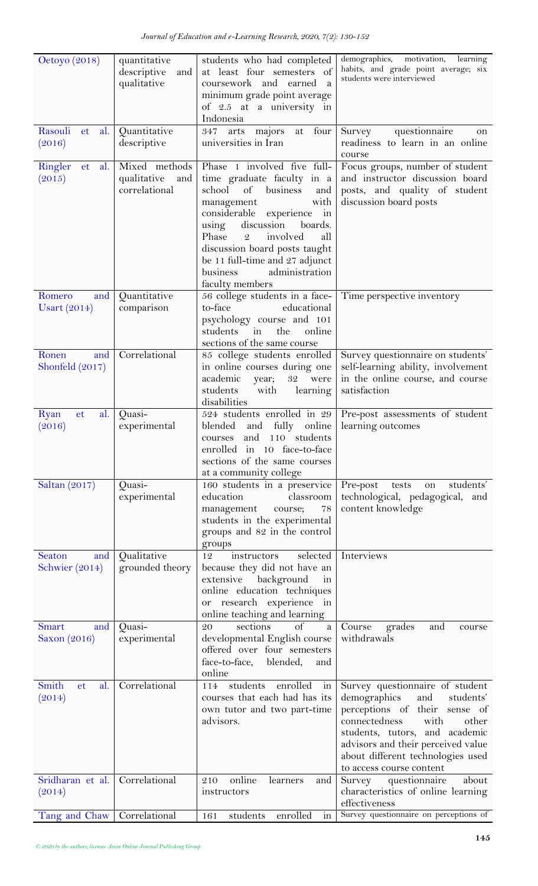| | | | |
|---|---|---|---|
| Oetoyo (2018) | quantitative descriptive and qualitative | students who had completed at least four semesters of coursework and earned a minimum grade point average of 2.5 at a university in Indonesia | demographics, motivation, learning habits, and grade point average; six students were interviewed |
| Rasouli et al. (2016) | Quantitative descriptive | 347 arts majors at four universities in Iran | Survey questionnaire on readiness to learn in an online course |
| Ringler et al. (2015) | Mixed methods qualitative and correlational | Phase 1 involved five full-time graduate faculty in a school of business and management with considerable experience in using discussion boards. Phase 2 involved all discussion board posts taught be 11 full-time and 27 adjunct business administration faculty members | Focus groups, number of student and instructor discussion board posts, and quality of student discussion board posts |
| Romero and Usart (2014) | Quantitative comparison | 56 college students in a face-to-face educational psychology course and 101 students in the online sections of the same course | Time perspective inventory |
| Ronen and Shonfeld (2017) | Correlational | 85 college students enrolled in online courses during one academic year; 32 were students with learning disabilities | Survey questionnaire on students' self-learning ability, involvement in the online course, and course satisfaction |
| Ryan et al. (2016) | Quasi-experimental | 524 students enrolled in 29 blended and fully online courses and 110 students enrolled in 10 face-to-face sections of the same courses at a community college | Pre-post assessments of student learning outcomes |
| Saltan (2017) | Quasi-experimental | 160 students in a preservice education classroom management course; 78 students in the experimental groups and 82 in the control groups | Pre-post tests on students' technological, pedagogical, and content knowledge |
| Seaton and Schwier (2014) | Qualitative grounded theory | 12 instructors selected because they did not have an extensive background in online education techniques or research experience in online teaching and learning | Interviews |
| Smart and Saxon (2016) | Quasi-experimental | 20 sections of a developmental English course offered over four semesters face-to-face, blended, and online | Course grades and course withdrawals |
| Smith et al. (2014) | Correlational | 114 students enrolled in courses that each had has its own tutor and two part-time advisors. | Survey questionnaire of student demographics and students' perceptions of their sense of connectedness with other students, tutors, and academic advisors and their perceived value about different technologies used to access course content |
| Sridharan et al. (2014) | Correlational | 210 online learners and instructors | Survey questionnaire about characteristics of online learning effectiveness |
| Tang and Chaw | Correlational | 161 students enrolled in | Survey questionnaire on perceptions of |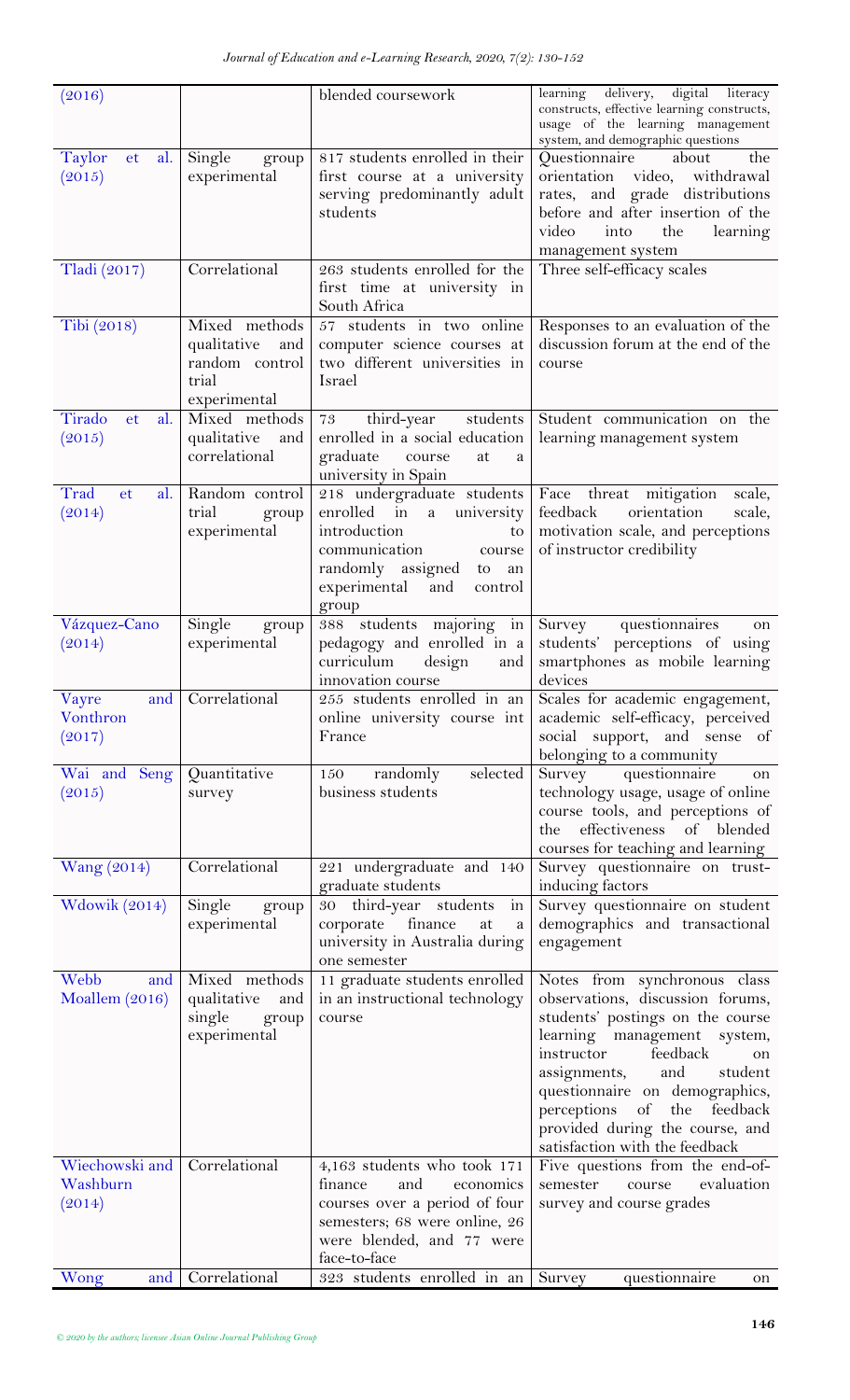| (2016) | | blended coursework | learning delivery, digital literacy constructs, effective learning constructs, usage of the learning management system, and demographic questions |
|---|---|---|---|
| Taylor et al. (2015) | Single group experimental | 817 students enrolled in their first course at a university serving predominantly adult students | Questionnaire about the orientation video, withdrawal rates, and grade distributions before and after insertion of the video into the learning management system |
| Tladi (2017) | Correlational | 263 students enrolled for the first time at university in South Africa | Three self-efficacy scales |
| Tibi (2018) | Mixed methods qualitative and random control trial experimental | 57 students in two online computer science courses at two different universities in Israel | Responses to an evaluation of the discussion forum at the end of the course |
| Tirado et al. (2015) | Mixed methods qualitative and correlational | 73 third-year students enrolled in a social education graduate course at a university in Spain | Student communication on the learning management system |
| Trad et al. (2014) | Random control trial group experimental | 218 undergraduate students enrolled in a university introduction to communication course randomly assigned to an experimental and control group | Face threat mitigation scale, feedback orientation scale, motivation scale, and perceptions of instructor credibility |
| Vázquez-Cano (2014) | Single group experimental | 388 students majoring in pedagogy and enrolled in a curriculum design and innovation course | Survey questionnaires on students' perceptions of using smartphones as mobile learning devices |
| Vayre and Vonthron (2017) | Correlational | 255 students enrolled in an online university course int France | Scales for academic engagement, academic self-efficacy, perceived social support, and sense of belonging to a community |
| Wai and Seng (2015) | Quantitative survey | 150 randomly selected business students | Survey questionnaire on technology usage, usage of online course tools, and perceptions of the effectiveness of blended courses for teaching and learning |
| Wang (2014) | Correlational | 221 undergraduate and 140 graduate students | Survey questionnaire on trust-inducing factors |
| Wdowik (2014) | Single group experimental | 30 third-year students in corporate finance at a university in Australia during one semester | Survey questionnaire on student demographics and transactional engagement |
| Webb and Moallem (2016) | Mixed methods qualitative and single group experimental | 11 graduate students enrolled in an instructional technology course | Notes from synchronous class observations, discussion forums, students' postings on the course learning management system, instructor feedback on assignments, and student questionnaire on demographics, perceptions of the feedback provided during the course, and satisfaction with the feedback |
| Wiechowski and Washburn (2014) | Correlational | 4,163 students who took 171 finance and economics courses over a period of four semesters; 68 were online, 26 were blended, and 77 were face-to-face | Five questions from the end-of-semester course evaluation survey and course grades |
| Wong and | Correlational | 323 students enrolled in an | Survey questionnaire on |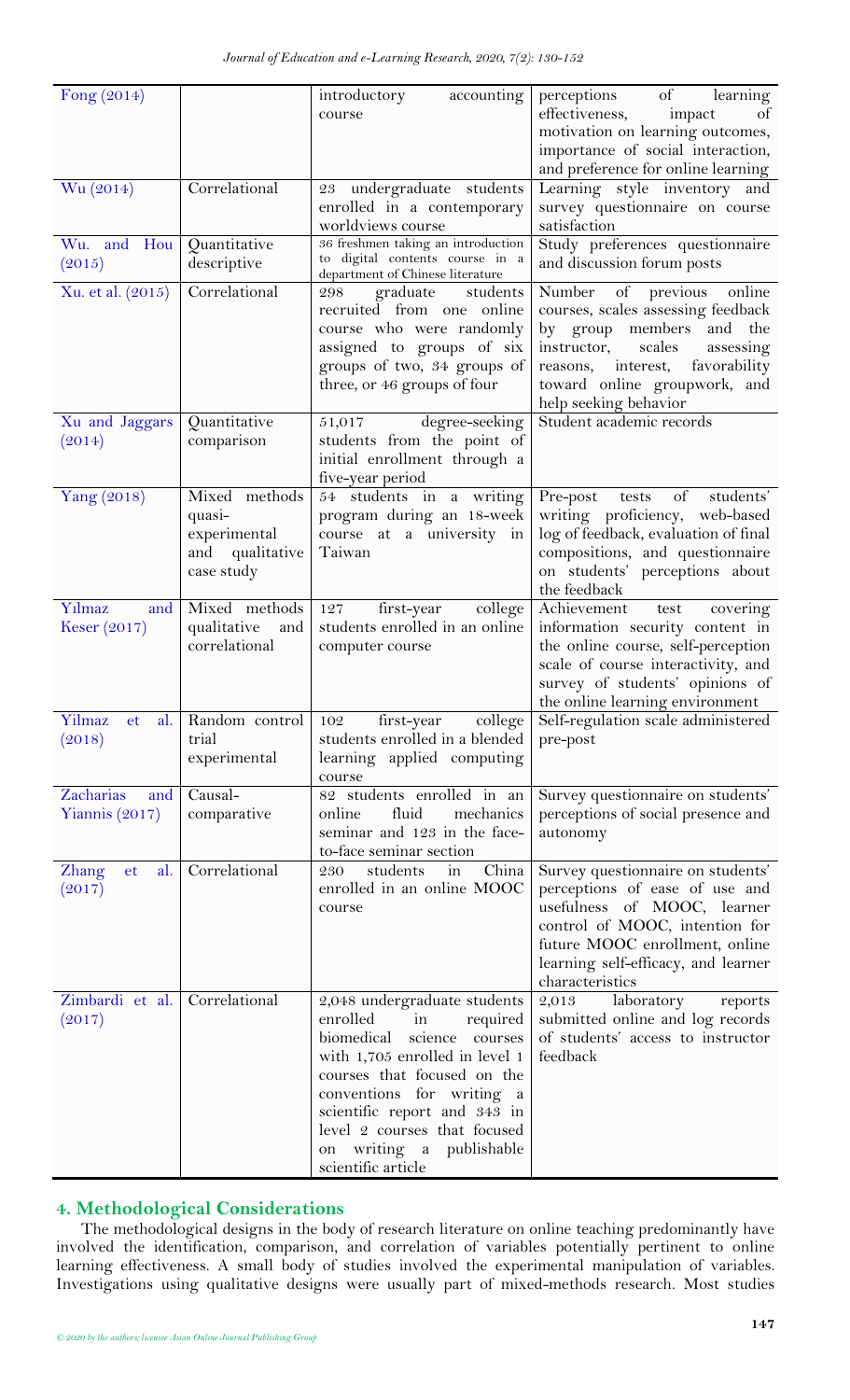| | | | |
|---|---|---|---|
| Fong (2014) | | introductory accounting course | perceptions of learning effectiveness, impact of motivation on learning outcomes, importance of social interaction, and preference for online learning |
| Wu (2014) | Correlational | 23 undergraduate students enrolled in a contemporary worldviews course | Learning style inventory and survey questionnaire on course satisfaction |
| Wu. and Hou (2015) | Quantitative descriptive | 36 freshmen taking an introduction to digital contents course in a department of Chinese literature | Study preferences questionnaire and discussion forum posts |
| Xu. et al. (2015) | Correlational | 298 graduate students recruited from one online course who were randomly assigned to groups of six groups of two, 34 groups of three, or 46 groups of four | Number of previous online courses, scales assessing feedback by group members and the instructor, scales assessing reasons, interest, favorability toward online groupwork, and help seeking behavior |
| Xu and Jaggars (2014) | Quantitative comparison | 51,017 degree-seeking students from the point of initial enrollment through a five-year period | Student academic records |
| Yang (2018) | Mixed methods quasi-experimental and qualitative case study | 54 students in a writing program during an 18-week course at a university in Taiwan | Pre-post tests of students' writing proficiency, web-based log of feedback, evaluation of final compositions, and questionnaire on students' perceptions about the feedback |
| Yılmaz and Keser (2017) | Mixed methods qualitative and correlational | 127 first-year college students enrolled in an online computer course | Achievement test covering information security content in the online course, self-perception scale of course interactivity, and survey of students' opinions of the online learning environment |
| Yilmaz et al. (2018) | Random control trial experimental | 102 first-year college students enrolled in a blended learning applied computing course | Self-regulation scale administered pre-post |
| Zacharias and Yiannis (2017) | Causal-comparative | 82 students enrolled in an online fluid mechanics seminar and 123 in the face-to-face seminar section | Survey questionnaire on students' perceptions of social presence and autonomy |
| Zhang et al. (2017) | Correlational | 230 students in China enrolled in an online MOOC course | Survey questionnaire on students' perceptions of ease of use and usefulness of MOOC, learner control of MOOC, intention for future MOOC enrollment, online learning self-efficacy, and learner characteristics |
| Zimbardi et al. (2017) | Correlational | 2,048 undergraduate students enrolled in required biomedical science courses with 1,705 enrolled in level 1 courses that focused on the conventions for writing a scientific report and 343 in level 2 courses that focused on writing a publishable scientific article | 2,013 laboratory reports submitted online and log records of students' access to instructor feedback |

## 4. Methodological Considerations

The methodological designs in the body of research literature on online teaching predominantly have involved the identification, comparison, and correlation of variables potentially pertinent to online learning effectiveness. A small body of studies involved the experimental manipulation of variables. Investigations using qualitative designs were usually part of mixed-methods research. Most studies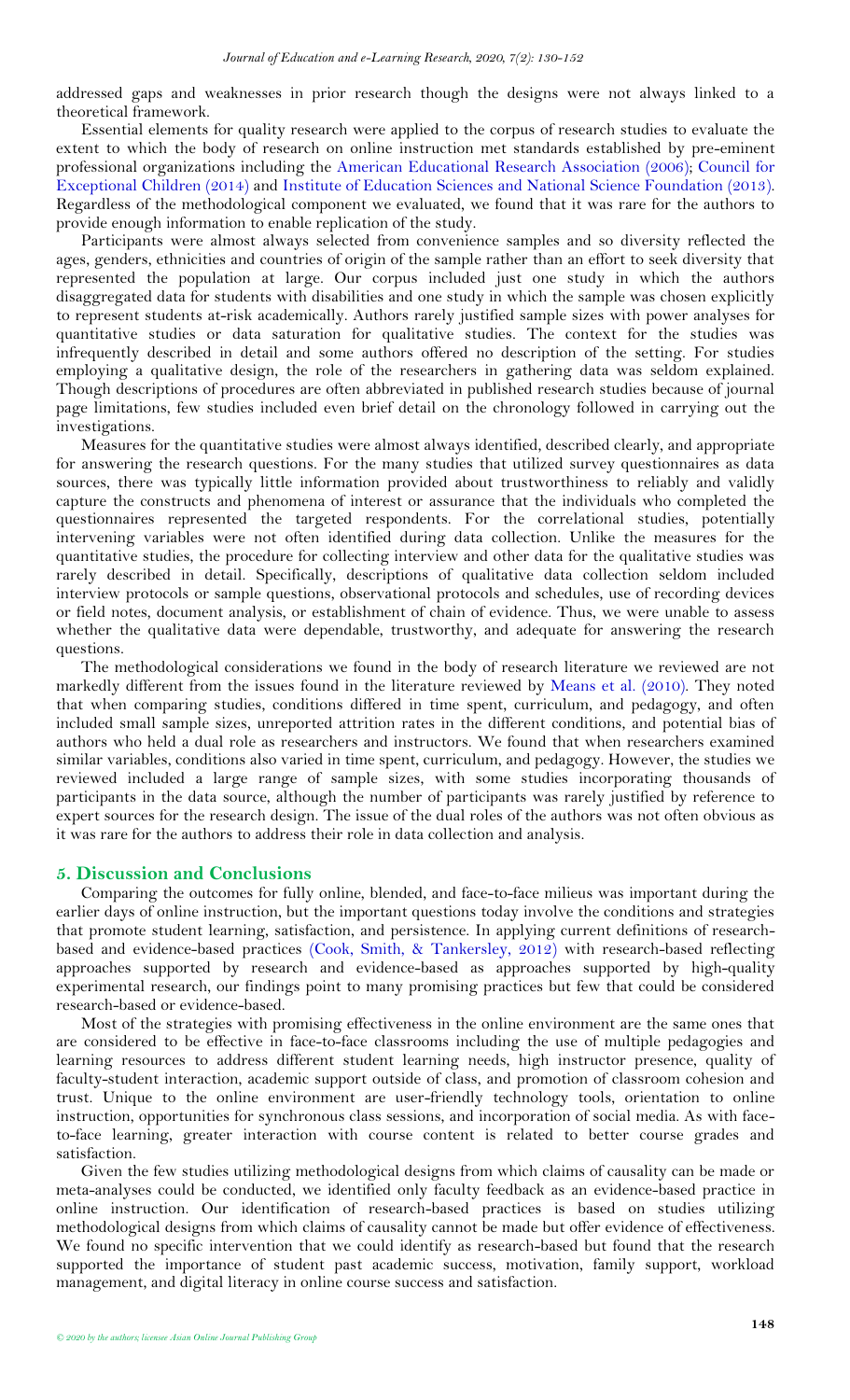addressed gaps and weaknesses in prior research though the designs were not always linked to a theoretical framework.

Essential elements for quality research were applied to the corpus of research studies to evaluate the extent to which the body of research on online instruction met standards established by pre-eminent professional organizations including the American Educational Research Association (2006); Council for Exceptional Children (2014) and Institute of Education Sciences and National Science Foundation (2013). Regardless of the methodological component we evaluated, we found that it was rare for the authors to provide enough information to enable replication of the study.

Participants were almost always selected from convenience samples and so diversity reflected the ages, genders, ethnicities and countries of origin of the sample rather than an effort to seek diversity that represented the population at large. Our corpus included just one study in which the authors disaggregated data for students with disabilities and one study in which the sample was chosen explicitly to represent students at-risk academically. Authors rarely justified sample sizes with power analyses for quantitative studies or data saturation for qualitative studies. The context for the studies was infrequently described in detail and some authors offered no description of the setting. For studies employing a qualitative design, the role of the researchers in gathering data was seldom explained. Though descriptions of procedures are often abbreviated in published research studies because of journal page limitations, few studies included even brief detail on the chronology followed in carrying out the investigations.

Measures for the quantitative studies were almost always identified, described clearly, and appropriate for answering the research questions. For the many studies that utilized survey questionnaires as data sources, there was typically little information provided about trustworthiness to reliably and validly capture the constructs and phenomena of interest or assurance that the individuals who completed the questionnaires represented the targeted respondents. For the correlational studies, potentially intervening variables were not often identified during data collection. Unlike the measures for the quantitative studies, the procedure for collecting interview and other data for the qualitative studies was rarely described in detail. Specifically, descriptions of qualitative data collection seldom included interview protocols or sample questions, observational protocols and schedules, use of recording devices or field notes, document analysis, or establishment of chain of evidence. Thus, we were unable to assess whether the qualitative data were dependable, trustworthy, and adequate for answering the research questions.

The methodological considerations we found in the body of research literature we reviewed are not markedly different from the issues found in the literature reviewed by Means et al. (2010). They noted that when comparing studies, conditions differed in time spent, curriculum, and pedagogy, and often included small sample sizes, unreported attrition rates in the different conditions, and potential bias of authors who held a dual role as researchers and instructors. We found that when researchers examined similar variables, conditions also varied in time spent, curriculum, and pedagogy. However, the studies we reviewed included a large range of sample sizes, with some studies incorporating thousands of participants in the data source, although the number of participants was rarely justified by reference to expert sources for the research design. The issue of the dual roles of the authors was not often obvious as it was rare for the authors to address their role in data collection and analysis.

## 5. Discussion and Conclusions

Comparing the outcomes for fully online, blended, and face-to-face milieus was important during the earlier days of online instruction, but the important questions today involve the conditions and strategies that promote student learning, satisfaction, and persistence. In applying current definitions of research-based and evidence-based practices (Cook, Smith, & Tankersley, 2012) with research-based reflecting approaches supported by research and evidence-based as approaches supported by high-quality experimental research, our findings point to many promising practices but few that could be considered research-based or evidence-based.

Most of the strategies with promising effectiveness in the online environment are the same ones that are considered to be effective in face-to-face classrooms including the use of multiple pedagogies and learning resources to address different student learning needs, high instructor presence, quality of faculty-student interaction, academic support outside of class, and promotion of classroom cohesion and trust. Unique to the online environment are user-friendly technology tools, orientation to online instruction, opportunities for synchronous class sessions, and incorporation of social media. As with face-to-face learning, greater interaction with course content is related to better course grades and satisfaction.

Given the few studies utilizing methodological designs from which claims of causality can be made or meta-analyses could be conducted, we identified only faculty feedback as an evidence-based practice in online instruction. Our identification of research-based practices is based on studies utilizing methodological designs from which claims of causality cannot be made but offer evidence of effectiveness. We found no specific intervention that we could identify as research-based but found that the research supported the importance of student past academic success, motivation, family support, workload management, and digital literacy in online course success and satisfaction.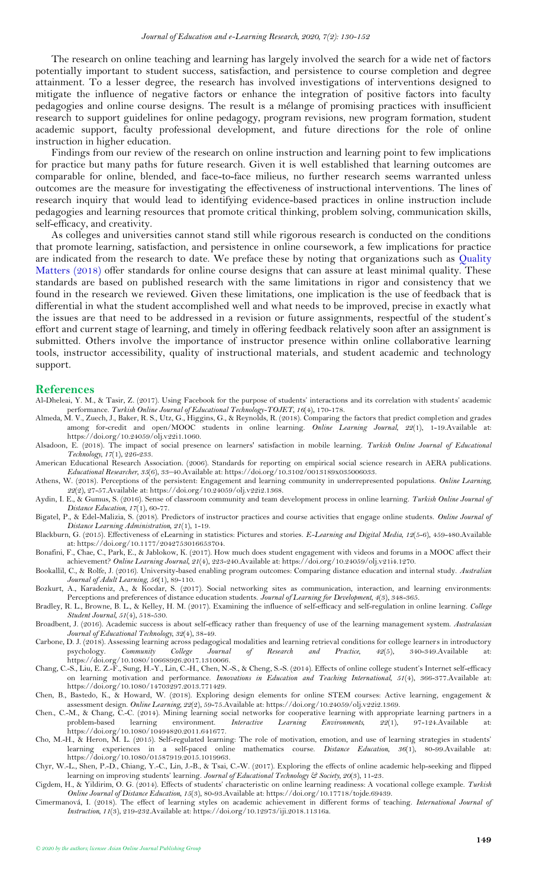The research on online teaching and learning has largely involved the search for a wide net of factors potentially important to student success, satisfaction, and persistence to course completion and degree attainment. To a lesser degree, the research has involved investigations of interventions designed to mitigate the influence of negative factors or enhance the integration of positive factors into faculty pedagogies and online course designs. The result is a mélange of promising practices with insufficient research to support guidelines for online pedagogy, program revisions, new program formation, student academic support, faculty professional development, and future directions for the role of online instruction in higher education.

Findings from our review of the research on online instruction and learning point to few implications for practice but many paths for future research. Given it is well established that learning outcomes are comparable for online, blended, and face-to-face milieus, no further research seems warranted unless outcomes are the measure for investigating the effectiveness of instructional interventions. The lines of research inquiry that would lead to identifying evidence-based practices in online instruction include pedagogies and learning resources that promote critical thinking, problem solving, communication skills, self-efficacy, and creativity.

As colleges and universities cannot stand still while rigorous research is conducted on the conditions that promote learning, satisfaction, and persistence in online coursework, a few implications for practice are indicated from the research to date. We preface these by noting that organizations such as Quality Matters (2018) offer standards for online course designs that can assure at least minimal quality. These standards are based on published research with the same limitations in rigor and consistency that we found in the research we reviewed. Given these limitations, one implication is the use of feedback that is differential in what the student accomplished well and what needs to be improved, precise in exactly what the issues are that need to be addressed in a revision or future assignments, respectful of the student's effort and current stage of learning, and timely in offering feedback relatively soon after an assignment is submitted. Others involve the importance of instructor presence within online collaborative learning tools, instructor accessibility, quality of instructional materials, and student academic and technology support.

## References

Al-Dheleai, Y. M., & Tasir, Z. (2017). Using Facebook for the purpose of students' interactions and its correlation with students' academic performance. *Turkish Online Journal of Educational Technology-TOJET*, *16*(4), 170-178.

Almeda, M. V., Zuech, J., Baker, R. S., Utz, G., Higgins, G., & Reynolds, R. (2018). Comparing the factors that predict completion and grades among for-credit and open/MOOC students in online learning. *Online Learning Journal*, *22*(1), 1-19.Available at: https://doi.org/10.24059/olj.v22i1.1060.

Alsadoon, E. (2018). The impact of social presence on learners' satisfaction in mobile learning. *Turkish Online Journal of Educational Technology*, *17*(1), 226-233.

American Educational Research Association. (2006). Standards for reporting on empirical social science research in AERA publications. *Educational Researcher*, *35*(6), 33–40.Available at: https://doi.org/10.3102/0013189x035006033.

Athens, W. (2018). Perceptions of the persistent: Engagement and learning community in underrepresented populations. *Online Learning*, *22*(2), 27-57.Available at: https://doi.org/10.24059/olj.v22i2.1368.

Aydin, I. E., & Gumus, S. (2016). Sense of classroom community and team development process in online learning. *Turkish Online Journal of Distance Education*, *17*(1), 60-77.

Bigatel, P., & Edel-Malizia, S. (2018). Predictors of instructor practices and course activities that engage online students. *Online Journal of Distance Learning Administration*, *21*(1), 1-19.

Blackburn, G. (2015). Effectiveness of eLearning in statistics: Pictures and stories. *E-Learning and Digital Media*, *12*(5-6), 459-480.Available at: https://doi.org/10.1177/2042753016653704.

Bonafini, F., Chae, C., Park, E., & Jablokow, K. (2017). How much does student engagement with videos and forums in a MOOC affect their achievement? *Online Learning Journal*, *21*(4), 223-240.Available at: https://doi.org/10.24059/olj.v21i4.1270.

Bookallil, C., & Rolfe, J. (2016). University-based enabling program outcomes: Comparing distance education and internal study. *Australian Journal of Adult Learning*, *56*(1), 89-110.

Bozkurt, A., Karadeniz, A., & Kocdar, S. (2017). Social networking sites as communication, interaction, and learning environments: Perceptions and preferences of distance education students. *Journal of Learning for Development*, *4*(3), 348-365.

Bradley, R. L., Browne, B. L., & Kelley, H. M. (2017). Examining the influence of self-efficacy and self-regulation in online learning. *College Student Journal*, *51*(4), 518-530.

Broadbent, J. (2016). Academic success is about self-efficacy rather than frequency of use of the learning management system. *Australasian Journal of Educational Technology*, *32*(4), 38-49.

Carbone, D. J. (2018). Assessing learning across pedagogical modalities and learning retrieval conditions for college learners in introductory psychology. *Community College Journal of Research and Practice*, *42*(5), 340-349.Available at: https://doi.org/10.1080/10668926.2017.1310066.

Chang, C.-S., Liu, E. Z.-F., Sung, H.-Y., Lin, C.-H., Chen, N.-S., & Cheng, S.-S. (2014). Effects of online college student's Internet self-efficacy on learning motivation and performance. *Innovations in Education and Teaching International*, *51*(4), 366-377.Available at: https://doi.org/10.1080/14703297.2013.771429.

Chen, B., Bastedo, K., & Howard, W. (2018). Exploring design elements for online STEM courses: Active learning, engagement & assessment design. *Online Learning*, *22*(2), 59-75.Available at: https://doi.org/10.24059/olj.v22i2.1369.

Chen., C.-M., & Chang, C.-C. (2014). Mining learning social networks for cooperative learning with appropriate learning partners in a problem-based learning environment. *Interactive Learning Environments*, *22*(1), 97-124.Available at: https://doi.org/10.1080/10494820.2011.641677.

Cho, M.-H., & Heron, M. L. (2015). Self-regulated learning: The role of motivation, emotion, and use of learning strategies in students' learning experiences in a self-paced online mathematics course. *Distance Education*, *36*(1), 80-99.Available at: https://doi.org/10.1080/01587919.2015.1019963.

Chyr, W.-L., Shen, P.-D., Chiang, Y.-C., Lin, J.-B., & Tsai, C.-W. (2017). Exploring the effects of online academic help-seeking and flipped learning on improving students' learning. *Journal of Educational Technology & Society*, *20*(3), 11-23.

Cigdem, H., & Yildirim, O. G. (2014). Effects of students' characteristic on online learning readiness: A vocational college example. *Turkish Online Journal of Distance Education*, *15*(3), 80-93.Available at: https://doi.org/10.17718/tojde.69439.

Cimermanová, I. (2018). The effect of learning styles on academic achievement in different forms of teaching. *International Journal of Instruction*, *11*(3), 219-232.Available at: https://doi.org/10.12973/iji.2018.11316a.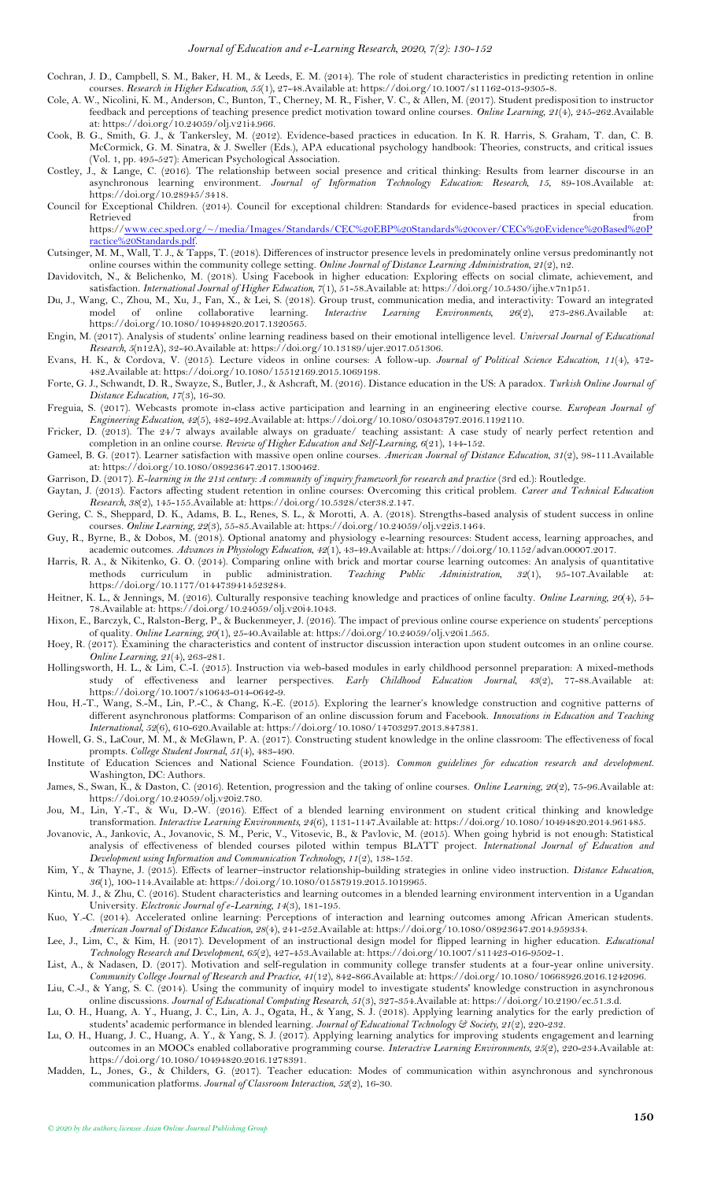Cochran, J. D., Campbell, S. M., Baker, H. M., & Leeds, E. M. (2014). The role of student characteristics in predicting retention in online courses. *Research in Higher Education, 55*(1), 27-48.Available at: https://doi.org/10.1007/s11162-013-9305-8.

Cole, A. W., Nicolini, K. M., Anderson, C., Bunton, T., Cherney, M. R., Fisher, V. C., & Allen, M. (2017). Student predisposition to instructor feedback and perceptions of teaching presence predict motivation toward online courses. *Online Learning, 21*(4), 245-262.Available at: https://doi.org/10.24059/olj.v21i4.966.

Cook, B. G., Smith, G. J., & Tankersley, M. (2012). Evidence-based practices in education. In K. R. Harris, S. Graham, T. dan, C. B. McCormick, G. M. Sinatra, & J. Sweller (Eds.), APA educational psychology handbook: Theories, constructs, and critical issues (Vol. 1, pp. 495-527): American Psychological Association.

Costley, J., & Lange, C. (2016). The relationship between social presence and critical thinking: Results from learner discourse in an asynchronous learning environment. *Journal of Information Technology Education: Research, 15*, 89-108.Available at: https://doi.org/10.28945/3418.

Council for Exceptional Children. (2014). Council for exceptional children: Standards for evidence-based practices in special education. Retrieved from https://www.cec.sped.org/~/media/Images/Standards/CEC%20EBP%20Standards%20cover/CECs%20Evidence%20Based%20Practice%20Standards.pdf.

Cutsinger, M. M., Wall, T. J., & Tapps, T. (2018). Differences of instructor presence levels in predominately online versus predominantly not online courses within the community college setting. *Online Journal of Distance Learning Administration, 21*(2), n2.

Davidovitch, N., & Belichenko, M. (2018). Using Facebook in higher education: Exploring effects on social climate, achievement, and satisfaction. *International Journal of Higher Education, 7*(1), 51-58.Available at: https://doi.org/10.5430/ijhe.v7n1p51.

Du, J., Wang, C., Zhou, M., Xu, J., Fan, X., & Lei, S. (2018). Group trust, communication media, and interactivity: Toward an integrated model of online collaborative learning. *Interactive Learning Environments, 26*(2), 273-286.Available at: https://doi.org/10.1080/10494820.2017.1320565.

Engin, M. (2017). Analysis of students' online learning readiness based on their emotional intelligence level. *Universal Journal of Educational Research, 5*(n12A), 32-40.Available at: https://doi.org/10.13189/ujer.2017.051306.

Evans, H. K., & Cordova, V. (2015). Lecture videos in online courses: A follow-up. *Journal of Political Science Education, 11*(4), 472-482.Available at: https://doi.org/10.1080/15512169.2015.1069198.

Forte, G. J., Schwandt, D. R., Swayze, S., Butler, J., & Ashcraft, M. (2016). Distance education in the US: A paradox. *Turkish Online Journal of Distance Education, 17*(3), 16-30.

Freguia, S. (2017). Webcasts promote in-class active participation and learning in an engineering elective course. *European Journal of Engineering Education, 42*(5), 482-492.Available at: https://doi.org/10.1080/03043797.2016.1192110.

Fricker, D. (2013). The 24/7 always available always on graduate/ teaching assistant: A case study of nearly perfect retention and completion in an online course. *Review of Higher Education and Self-Learning, 6*(21), 144-152.

Gameel, B. G. (2017). Learner satisfaction with massive open online courses. *American Journal of Distance Education, 31*(2), 98-111.Available at: https://doi.org/10.1080/08923647.2017.1300462.

Garrison, D. (2017). *E-learning in the 21st century: A community of inquiry framework for research and practice* (3rd ed.): Routledge.

Gaytan, J. (2013). Factors affecting student retention in online courses: Overcoming this critical problem. *Career and Technical Education Research, 38*(2), 145-155.Available at: https://doi.org/10.5328/cter38.2.147.

Gering, C. S., Sheppard, D. K., Adams, B. L., Renes, S. L., & Morotti, A. A. (2018). Strengths-based analysis of student success in online courses. *Online Learning, 22*(3), 55-85.Available at: https://doi.org/10.24059/olj.v22i3.1464.

Guy, R., Byrne, B., & Dobos, M. (2018). Optional anatomy and physiology e-learning resources: Student access, learning approaches, and academic outcomes. *Advances in Physiology Education, 42*(1), 43-49.Available at: https://doi.org/10.1152/advan.00007.2017.

Harris, R. A., & Nikitenko, G. O. (2014). Comparing online with brick and mortar course learning outcomes: An analysis of quantitative methods curriculum in public administration. *Teaching Public Administration, 32*(1), 95-107.Available at: https://doi.org/10.1177/0144739414523284.

Heitner, K. L., & Jennings, M. (2016). Culturally responsive teaching knowledge and practices of online faculty. *Online Learning, 20*(4), 54-78.Available at: https://doi.org/10.24059/olj.v20i4.1043.

Hixon, E., Barczyk, C., Ralston-Berg, P., & Buckenmeyer, J. (2016). The impact of previous online course experience on students' perceptions of quality. *Online Learning, 20*(1), 25-40.Available at: https://doi.org/10.24059/olj.v20i1.565.

Hoey, R. (2017). Examining the characteristics and content of instructor discussion interaction upon student outcomes in an online course. *Online Learning, 21*(4), 263-281.

Hollingsworth, H. L., & Lim, C.-I. (2015). Instruction via web-based modules in early childhood personnel preparation: A mixed-methods study of effectiveness and learner perspectives. *Early Childhood Education Journal, 43*(2), 77-88.Available at: https://doi.org/10.1007/s10643-014-0642-9.

Hou, H.-T., Wang, S.-M., Lin, P.-C., & Chang, K.-E. (2015). Exploring the learner's knowledge construction and cognitive patterns of different asynchronous platforms: Comparison of an online discussion forum and Facebook. *Innovations in Education and Teaching International, 52*(6), 610-620.Available at: https://doi.org/10.1080/14703297.2013.847381.

Howell, G. S., LaCour, M. M., & McGlawn, P. A. (2017). Constructing student knowledge in the online classroom: The effectiveness of focal prompts. *College Student Journal, 51*(4), 483-490.

Institute of Education Sciences and National Science Foundation. (2013). *Common guidelines for education research and development.* Washington, DC: Authors.

James, S., Swan, K., & Daston, C. (2016). Retention, progression and the taking of online courses. *Online Learning, 20*(2), 75-96.Available at: https://doi.org/10.24059/olj.v20i2.780.

Jou, M., Lin, Y.-T., & Wu, D.-W. (2016). Effect of a blended learning environment on student critical thinking and knowledge transformation. *Interactive Learning Environments, 24*(6), 1131-1147.Available at: https://doi.org/10.1080/10494820.2014.961485.

Jovanovic, A., Jankovic, A., Jovanovic, S. M., Peric, V., Vitosevic, B., & Pavlovic, M. (2015). When going hybrid is not enough: Statistical analysis of effectiveness of blended courses piloted within tempus BLATT project. *International Journal of Education and Development using Information and Communication Technology, 11*(2), 138-152.

Kim, Y., & Thayne, J. (2015). Effects of learner–instructor relationship-building strategies in online video instruction. *Distance Education, 36*(1), 100-114.Available at: https://doi.org/10.1080/01587919.2015.1019965.

Kintu, M. J., & Zhu, C. (2016). Student characteristics and learning outcomes in a blended learning environment intervention in a Ugandan University. *Electronic Journal of e-Learning, 14*(3), 181-195.

Kuo, Y.-C. (2014). Accelerated online learning: Perceptions of interaction and learning outcomes among African American students. *American Journal of Distance Education, 28*(4), 241-252.Available at: https://doi.org/10.1080/08923647.2014.959334.

Lee, J., Lim, C., & Kim, H. (2017). Development of an instructional design model for flipped learning in higher education. *Educational Technology Research and Development, 65*(2), 427-453.Available at: https://doi.org/10.1007/s11423-016-9502-1.

List, A., & Nadasen, D. (2017). Motivation and self-regulation in community college transfer students at a four-year online university. *Community College Journal of Research and Practice, 41*(12), 842-866.Available at: https://doi.org/10.1080/10668926.2016.1242096.

Liu, C.-J., & Yang, S. C. (2014). Using the community of inquiry model to investigate students' knowledge construction in asynchronous online discussions. *Journal of Educational Computing Research, 51*(3), 327-354.Available at: https://doi.org/10.2190/ec.51.3.d.

Lu, O. H., Huang, A. Y., Huang, J. C., Lin, A. J., Ogata, H., & Yang, S. J. (2018). Applying learning analytics for the early prediction of students' academic performance in blended learning. *Journal of Educational Technology & Society, 21*(2), 220-232.

Lu, O. H., Huang, J. C., Huang, A. Y., & Yang, S. J. (2017). Applying learning analytics for improving students engagement and learning outcomes in an MOOCs enabled collaborative programming course. *Interactive Learning Environments, 25*(2), 220-234.Available at: https://doi.org/10.1080/10494820.2016.1278391.

Madden, L., Jones, G., & Childers, G. (2017). Teacher education: Modes of communication within asynchronous and synchronous communication platforms. *Journal of Classroom Interaction, 52*(2), 16-30.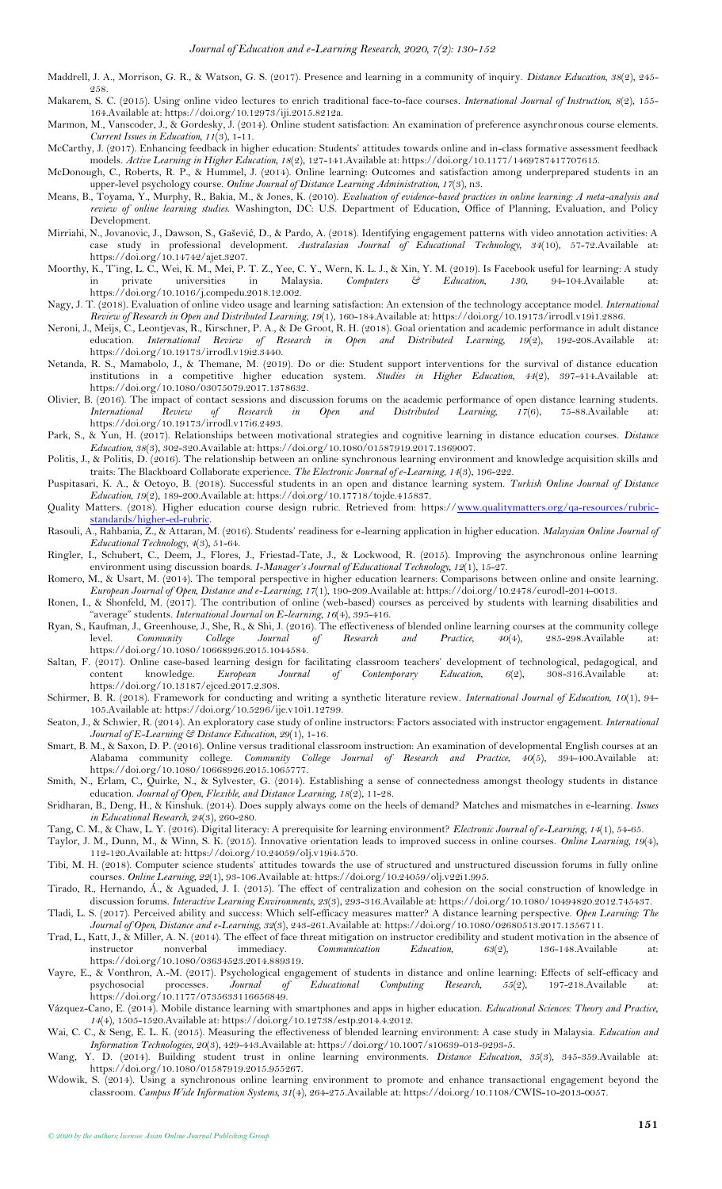Maddrell, J. A., Morrison, G. R., & Watson, G. S. (2017). Presence and learning in a community of inquiry. *Distance Education, 38*(2), 245-258.

Makarem, S. C. (2015). Using online video lectures to enrich traditional face-to-face courses. *International Journal of Instruction, 8*(2), 155-164.Available at: https://doi.org/10.12973/iji.2015.8212a.

Marmon, M., Vanscoder, J., & Gordesky, J. (2014). Online student satisfaction: An examination of preference asynchronous course elements. *Current Issues in Education, 11*(3), 1-11.

McCarthy, J. (2017). Enhancing feedback in higher education: Students' attitudes towards online and in-class formative assessment feedback models. *Active Learning in Higher Education, 18*(2), 127-141.Available at: https://doi.org/10.1177/1469787417707615.

McDonough, C., Roberts, R. P., & Hummel, J. (2014). Online learning: Outcomes and satisfaction among underprepared students in an upper-level psychology course. *Online Journal of Distance Learning Administration, 17*(3), n3.

Means, B., Toyama, Y., Murphy, R., Bakia, M., & Jones, K. (2010). *Evaluation of evidence-based practices in online learning: A meta-analysis and review of online learning studies*. Washington, DC: U.S. Department of Education, Office of Planning, Evaluation, and Policy Development.

Mirriahi, N., Jovanovic, J., Dawson, S., Gašević, D., & Pardo, A. (2018). Identifying engagement patterns with video annotation activities: A case study in professional development. *Australasian Journal of Educational Technology, 34*(10), 57-72.Available at: https://doi.org/10.14742/ajet.3207.

Moorthy, K., T'ing, L. C., Wei, K. M., Mei, P. T. Z., Yee, C. Y., Wern, K. L. J., & Xin, Y. M. (2019). Is Facebook useful for learning: A study in private universities in Malaysia. *Computers & Education, 130*, 94-104.Available at: https://doi.org/10.1016/j.compedu.2018.12.002.

Nagy, J. T. (2018). Evaluation of online video usage and learning satisfaction: An extension of the technology acceptance model. *International Review of Research in Open and Distributed Learning, 19*(1), 160-184.Available at: https://doi.org/10.19173/irrodl.v19i1.2886.

Neroni, J., Meijs, C., Leontjevas, R., Kirschner, P. A., & De Groot, R. H. (2018). Goal orientation and academic performance in adult distance education. *International Review of Research in Open and Distributed Learning, 19*(2), 192-208.Available at: https://doi.org/10.19173/irrodl.v19i2.3440.

Netanda, R. S., Mamabolo, J., & Themane, M. (2019). Do or die: Student support interventions for the survival of distance education institutions in a competitive higher education system. *Studies in Higher Education, 44*(2), 397-414.Available at: https://doi.org/10.1080/03075079.2017.1378632.

Olivier, B. (2016). The impact of contact sessions and discussion forums on the academic performance of open distance learning students. *International Review of Research in Open and Distributed Learning, 17*(6), 75-88.Available at: https://doi.org/10.19173/irrodl.v17i6.2493.

Park, S., & Yun, H. (2017). Relationships between motivational strategies and cognitive learning in distance education courses. *Distance Education, 38*(3), 302-320.Available at: https://doi.org/10.1080/01587919.2017.1369007.

Politis, J., & Politis, D. (2016). The relationship between an online synchronous learning environment and knowledge acquisition skills and traits: The Blackboard Collaborate experience. *The Electronic Journal of e-Learning, 14*(3), 196-222.

Puspitasari, K. A., & Oetoyo, B. (2018). Successful students in an open and distance learning system. *Turkish Online Journal of Distance Education, 19*(2), 189-200.Available at: https://doi.org/10.17718/tojde.415837.

Quality Matters. (2018). Higher education course design rubric. Retrieved from: https://www.qualitymatters.org/qa-resources/rubric-standards/higher-ed-rubric.

Rasouli, A., Rahbania, Z., & Attaran, M. (2016). Students' readiness for e-learning application in higher education. *Malaysian Online Journal of Educational Technology, 4*(3), 51-64.

Ringler, I., Schubert, C., Deem, J., Flores, J., Friestad-Tate, J., & Lockwood, R. (2015). Improving the asynchronous online learning environment using discussion boards. *I-Manager's Journal of Educational Technology, 12*(1), 15-27.

Romero, M., & Usart, M. (2014). The temporal perspective in higher education learners: Comparisons between online and onsite learning. *European Journal of Open, Distance and e-Learning, 17*(1), 190-209.Available at: https://doi.org/10.2478/eurodl-2014-0013.

Ronen, I., & Shonfeld, M. (2017). The contribution of online (web-based) courses as perceived by students with learning disabilities and "average" students. *International Journal on E-learning, 16*(4), 395-416.

Ryan, S., Kaufman, J., Greenhouse, J., She, R., & Shi, J. (2016). The effectiveness of blended online learning courses at the community college level. *Community College Journal of Research and Practice, 40*(4), 285-298.Available at: https://doi.org/10.1080/10668926.2015.1044584.

Saltan, F. (2017). Online case-based learning design for facilitating classroom teachers' development of technological, pedagogical, and content knowledge. *European Journal of Contemporary Education, 6*(2), 308-316.Available at: https://doi.org/10.13187/ejced.2017.2.308.

Schirmer, B. R. (2018). Framework for conducting and writing a synthetic literature review. *International Journal of Education, 10*(1), 94-105.Available at: https://doi.org/10.5296/ije.v10i1.12799.

Seaton, J., & Schwier, R. (2014). An exploratory case study of online instructors: Factors associated with instructor engagement. *International Journal of E-Learning & Distance Education, 29*(1), 1-16.

Smart, B. M., & Saxon, D. P. (2016). Online versus traditional classroom instruction: An examination of developmental English courses at an Alabama community college. *Community College Journal of Research and Practice, 40*(5), 394-400.Available at: https://doi.org/10.1080/10668926.2015.1065777.

Smith, N., Erlam, C., Quirke, N., & Sylvester, G. (2014). Establishing a sense of connectedness amongst theology students in distance education. *Journal of Open, Flexible, and Distance Learning, 18*(2), 11-28.

Sridharan, B., Deng, H., & Kinshuk. (2014). Does supply always come on the heels of demand? Matches and mismatches in e-learning. *Issues in Educational Research, 24*(3), 260-280.

Tang, C. M., & Chaw, L. Y. (2016). Digital literacy: A prerequisite for learning environment? *Electronic Journal of e-Learning, 14*(1), 54-65.

Taylor, J. M., Dunn, M., & Winn, S. K. (2015). Innovative orientation leads to improved success in online courses. *Online Learning, 19*(4), 112-120.Available at: https://doi.org/10.24059/olj.v19i4.570.

Tibi, M. H. (2018). Computer science students' attitudes towards the use of structured and unstructured discussion forums in fully online courses. *Online Learning, 22*(1), 93-106.Available at: https://doi.org/10.24059/olj.v22i1.995.

Tirado, R., Hernando, Á., & Aguaded, J. I. (2015). The effect of centralization and cohesion on the social construction of knowledge in discussion forums. *Interactive Learning Environments, 23*(3), 293-316.Available at: https://doi.org/10.1080/10494820.2012.745437.

Tladi, L. S. (2017). Perceived ability and success: Which self-efficacy measures matter? A distance learning perspective. *Open Learning: The Journal of Open, Distance and e-Learning, 32*(3), 243-261.Available at: https://doi.org/10.1080/02680513.2017.1356711.

Trad, L., Katt, J., & Miller, A. N. (2014). The effect of face threat mitigation on instructor credibility and student motivation in the absence of instructor nonverbal immediacy. *Communication Education, 63*(2), 136-148.Available at: https://doi.org/10.1080/03634523.2014.889319.

Vayre, E., & Vonthron, A.-M. (2017). Psychological engagement of students in distance and online learning: Effects of self-efficacy and psychosocial processes. *Journal of Educational Computing Research, 55*(2), 197-218.Available at: https://doi.org/10.1177/0735633116656849.

Vázquez-Cano, E. (2014). Mobile distance learning with smartphones and apps in higher education. *Educational Sciences: Theory and Practice, 14*(4), 1505-1520.Available at: https://doi.org/10.12738/estp.2014.4.2012.

Wai, C. C., & Seng, E. L. K. (2015). Measuring the effectiveness of blended learning environment: A case study in Malaysia. *Education and Information Technologies, 20*(3), 429-443.Available at: https://doi.org/10.1007/s10639-013-9293-5.

Wang, Y. D. (2014). Building student trust in online learning environments. *Distance Education, 35*(3), 345-359.Available at: https://doi.org/10.1080/01587919.2015.955267.

Wdowik, S. (2014). Using a synchronous online learning environment to promote and enhance transactional engagement beyond the classroom. *Campus Wide Information Systems, 31*(4), 264-275.Available at: https://doi.org/10.1108/CWIS-10-2013-0057.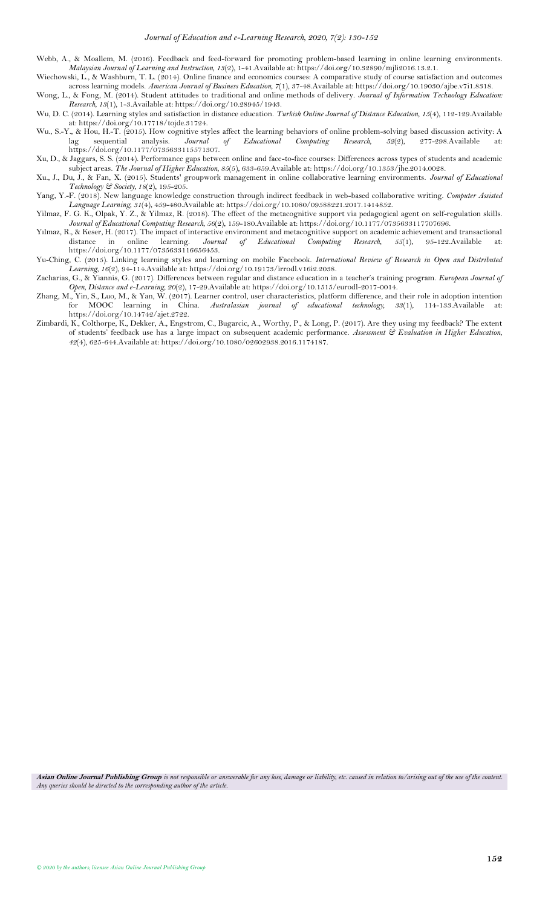Webb, A., & Moallem, M. (2016). Feedback and feed-forward for promoting problem-based learning in online learning environments. *Malaysian Journal of Learning and Instruction, 13*(2), 1-41.Available at: https://doi.org/10.32890/mjli2016.13.2.1.

Wiechowski, L., & Washburn, T. L. (2014). Online finance and economics courses: A comparative study of course satisfaction and outcomes across learning models. *American Journal of Business Education, 7*(1), 37-48.Available at: https://doi.org/10.19030/ajbe.v7i1.8318.

Wong, L., & Fong, M. (2014). Student attitudes to traditional and online methods of delivery. *Journal of Information Technology Education: Research, 13*(1), 1-3.Available at: https://doi.org/10.28945/1943.

Wu, D. C. (2014). Learning styles and satisfaction in distance education. *Turkish Online Journal of Distance Education, 15*(4), 112-129.Available at: https://doi.org/10.17718/tojde.31724.

Wu., S.-Y., & Hou, H.-T. (2015). How cognitive styles affect the learning behaviors of online problem-solving based discussion activity: A lag sequential analysis. *Journal of Educational Computing Research, 52*(2), 277-298.Available at: https://doi.org/10.1177/0735633115571307.

Xu, D., & Jaggars, S. S. (2014). Performance gaps between online and face-to-face courses: Differences across types of students and academic subject areas. *The Journal of Higher Education, 85*(5), 633-659.Available at: https://doi.org/10.1353/jhe.2014.0028.

Xu., J., Du, J., & Fan, X. (2015). Students' groupwork management in online collaborative learning environments. *Journal of Educational Technology & Society, 18*(2), 195-205.

Yang, Y.-F. (2018). New language knowledge construction through indirect feedback in web-based collaborative writing. *Computer Assisted Language Learning, 31*(4), 459-480.Available at: https://doi.org/10.1080/09588221.2017.1414852.

Yilmaz, F. G. K., Olpak, Y. Z., & Yilmaz, R. (2018). The effect of the metacognitive support via pedagogical agent on self-regulation skills. *Journal of Educational Computing Research, 56*(2), 159-180.Available at: https://doi.org/10.1177/0735633117707696.

Yılmaz, R., & Keser, H. (2017). The impact of interactive environment and metacognitive support on academic achievement and transactional distance in online learning. *Journal of Educational Computing Research, 55*(1), 95-122.Available at: https://doi.org/10.1177/0735633116656453.

Yu-Ching, C. (2015). Linking learning styles and learning on mobile Facebook. *International Review of Research in Open and Distributed Learning, 16*(2), 94-114.Available at: https://doi.org/10.19173/irrodl.v16i2.2038.

Zacharias, G., & Yiannis, G. (2017). Differences between regular and distance education in a teacher's training program. *European Journal of Open, Distance and e-Learning, 20*(2), 17-29.Available at: https://doi.org/10.1515/eurodl-2017-0014.

Zhang, M., Yin, S., Luo, M., & Yan, W. (2017). Learner control, user characteristics, platform difference, and their role in adoption intention for MOOC learning in China. *Australasian journal of educational technology, 33*(1), 114-133.Available at: https://doi.org/10.14742/ajet.2722.

Zimbardi, K., Colthorpe, K., Dekker, A., Engstrom, C., Bugarcic, A., Worthy, P., & Long, P. (2017). Are they using my feedback? The extent of students' feedback use has a large impact on subsequent academic performance. *Assessment & Evaluation in Higher Education, 42*(4), 625-644.Available at: https://doi.org/10.1080/02602938.2016.1174187.

***Asian Online Journal Publishing Group*** *is not responsible or answerable for any loss, damage or liability, etc. caused in relation to/arising out of the use of the content. Any queries should be directed to the corresponding author of the article.*